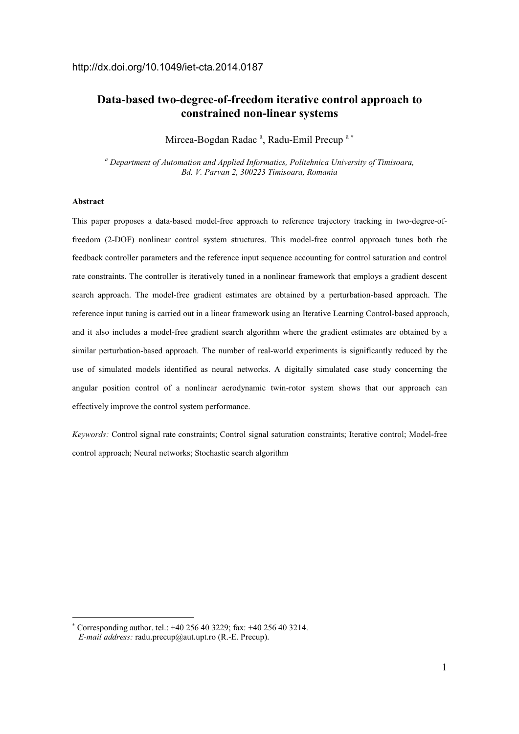http://dx.doi.org/10.1049/iet-cta.2014.0187

# Data-based two-degree-of-freedom iterative control approach to constrained non-linear systems

Mircea-Bogdan Radac [a], Radu-Emil Precup [a *]

[a] *Department of Automation and Applied Informatics, Politehnica University of Timisoara, Bd. V. Parvan 2, 300223 Timisoara, Romania*

**Abstract**

This paper proposes a data-based model-free approach to reference trajectory tracking in two-degree-of-freedom (2-DOF) nonlinear control system structures. This model-free control approach tunes both the feedback controller parameters and the reference input sequence accounting for control saturation and control rate constraints. The controller is iteratively tuned in a nonlinear framework that employs a gradient descent search approach. The model-free gradient estimates are obtained by a perturbation-based approach. The reference input tuning is carried out in a linear framework using an Iterative Learning Control-based approach, and it also includes a model-free gradient search algorithm where the gradient estimates are obtained by a similar perturbation-based approach. The number of real-world experiments is significantly reduced by the use of simulated models identified as neural networks. A digitally simulated case study concerning the angular position control of a nonlinear aerodynamic twin-rotor system shows that our approach can effectively improve the control system performance.

*Keywords:* Control signal rate constraints; Control signal saturation constraints; Iterative control; Model-free control approach; Neural networks; Stochastic search algorithm

---

[*] Corresponding author. tel.: +40 256 40 3229; fax: +40 256 40 3214.
*E-mail address:* radu.precup@aut.upt.ro (R.-E. Precup).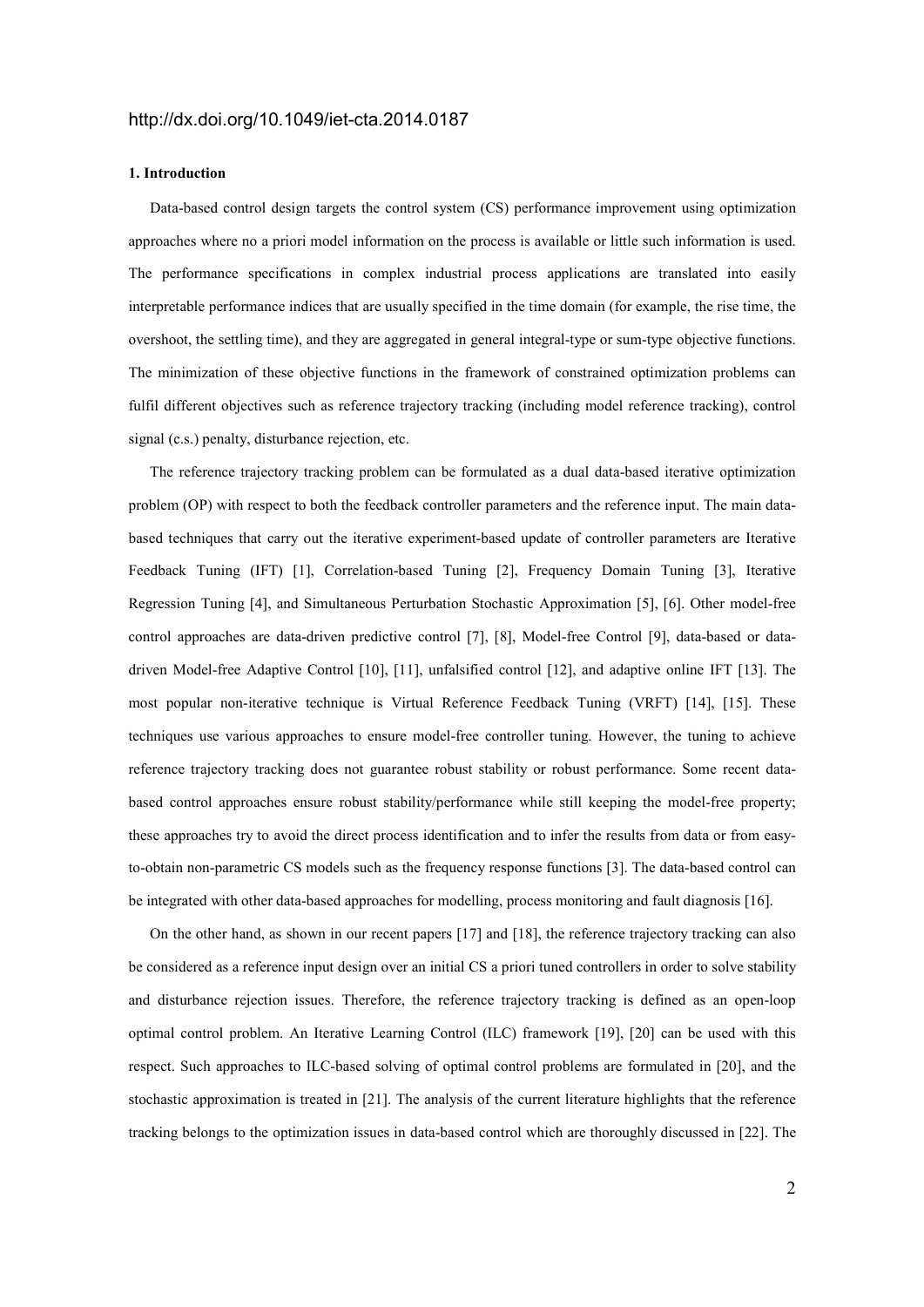http://dx.doi.org/10.1049/iet-cta.2014.0187

## 1. Introduction

Data-based control design targets the control system (CS) performance improvement using optimization approaches where no a priori model information on the process is available or little such information is used. The performance specifications in complex industrial process applications are translated into easily interpretable performance indices that are usually specified in the time domain (for example, the rise time, the overshoot, the settling time), and they are aggregated in general integral-type or sum-type objective functions. The minimization of these objective functions in the framework of constrained optimization problems can fulfil different objectives such as reference trajectory tracking (including model reference tracking), control signal (c.s.) penalty, disturbance rejection, etc.

The reference trajectory tracking problem can be formulated as a dual data-based iterative optimization problem (OP) with respect to both the feedback controller parameters and the reference input. The main data-based techniques that carry out the iterative experiment-based update of controller parameters are Iterative Feedback Tuning (IFT) [1], Correlation-based Tuning [2], Frequency Domain Tuning [3], Iterative Regression Tuning [4], and Simultaneous Perturbation Stochastic Approximation [5], [6]. Other model-free control approaches are data-driven predictive control [7], [8], Model-free Control [9], data-based or data-driven Model-free Adaptive Control [10], [11], unfalsified control [12], and adaptive online IFT [13]. The most popular non-iterative technique is Virtual Reference Feedback Tuning (VRFT) [14], [15]. These techniques use various approaches to ensure model-free controller tuning. However, the tuning to achieve reference trajectory tracking does not guarantee robust stability or robust performance. Some recent data-based control approaches ensure robust stability/performance while still keeping the model-free property; these approaches try to avoid the direct process identification and to infer the results from data or from easy-to-obtain non-parametric CS models such as the frequency response functions [3]. The data-based control can be integrated with other data-based approaches for modelling, process monitoring and fault diagnosis [16].

On the other hand, as shown in our recent papers [17] and [18], the reference trajectory tracking can also be considered as a reference input design over an initial CS a priori tuned controllers in order to solve stability and disturbance rejection issues. Therefore, the reference trajectory tracking is defined as an open-loop optimal control problem. An Iterative Learning Control (ILC) framework [19], [20] can be used with this respect. Such approaches to ILC-based solving of optimal control problems are formulated in [20], and the stochastic approximation is treated in [21]. The analysis of the current literature highlights that the reference tracking belongs to the optimization issues in data-based control which are thoroughly discussed in [22]. The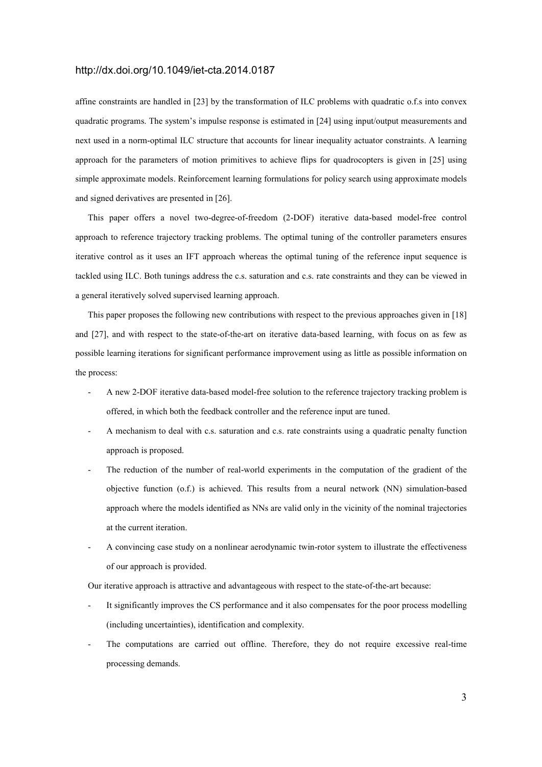affine constraints are handled in [23] by the transformation of ILC problems with quadratic o.f.s into convex quadratic programs. The system's impulse response is estimated in [24] using input/output measurements and next used in a norm-optimal ILC structure that accounts for linear inequality actuator constraints. A learning approach for the parameters of motion primitives to achieve flips for quadrocopters is given in [25] using simple approximate models. Reinforcement learning formulations for policy search using approximate models and signed derivatives are presented in [26].

This paper offers a novel two-degree-of-freedom (2-DOF) iterative data-based model-free control approach to reference trajectory tracking problems. The optimal tuning of the controller parameters ensures iterative control as it uses an IFT approach whereas the optimal tuning of the reference input sequence is tackled using ILC. Both tunings address the c.s. saturation and c.s. rate constraints and they can be viewed in a general iteratively solved supervised learning approach.

This paper proposes the following new contributions with respect to the previous approaches given in [18] and [27], and with respect to the state-of-the-art on iterative data-based learning, with focus on as few as possible learning iterations for significant performance improvement using as little as possible information on the process:

- A new 2-DOF iterative data-based model-free solution to the reference trajectory tracking problem is offered, in which both the feedback controller and the reference input are tuned.
- A mechanism to deal with c.s. saturation and c.s. rate constraints using a quadratic penalty function approach is proposed.
- The reduction of the number of real-world experiments in the computation of the gradient of the objective function (o.f.) is achieved. This results from a neural network (NN) simulation-based approach where the models identified as NNs are valid only in the vicinity of the nominal trajectories at the current iteration.
- A convincing case study on a nonlinear aerodynamic twin-rotor system to illustrate the effectiveness of our approach is provided.

Our iterative approach is attractive and advantageous with respect to the state-of-the-art because:

- It significantly improves the CS performance and it also compensates for the poor process modelling (including uncertainties), identification and complexity.
- The computations are carried out offline. Therefore, they do not require excessive real-time processing demands.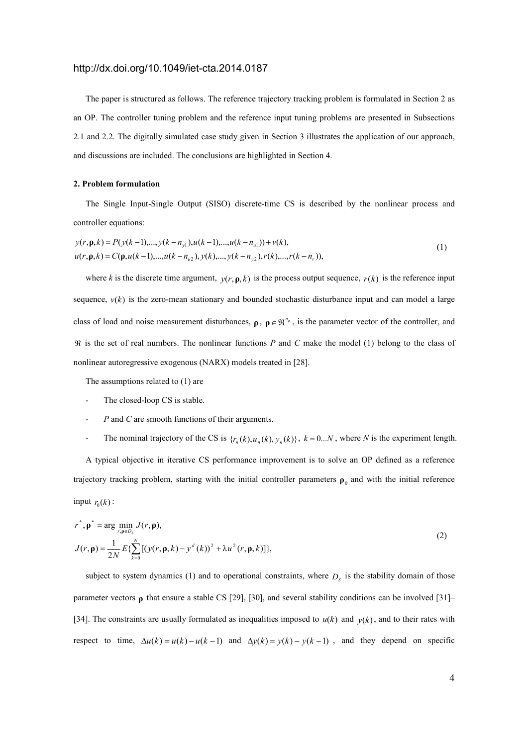http://dx.doi.org/10.1049/iet-cta.2014.0187

The paper is structured as follows. The reference trajectory tracking problem is formulated in Section 2 as an OP. The controller tuning problem and the reference input tuning problems are presented in Subsections 2.1 and 2.2. The digitally simulated case study given in Section 3 illustrates the application of our approach, and discussions are included. The conclusions are highlighted in Section 4.

**2. Problem formulation**

The Single Input-Single Output (SISO) discrete-time CS is described by the nonlinear process and controller equations:

$$
\begin{aligned}
&y(r,\boldsymbol{\rho},k)=P(y(k-1),...,y(k-n_{y1}),u(k-1),...,u(k-n_{u1}))+v(k),\\
&u(r,\boldsymbol{\rho},k)=C(\boldsymbol{\rho},u(k-1),...,u(k-n_{u2}),y(k),...,y(k-n_{y2}),r(k),...,r(k-n_{r})),
\end{aligned}
\tag{1}
$$

where $k$ is the discrete time argument, $y(r,\boldsymbol{\rho},k)$ is the process output sequence, $r(k)$ is the reference input sequence, $v(k)$ is the zero-mean stationary and bounded stochastic disturbance input and can model a large class of load and noise measurement disturbances, $\boldsymbol{\rho}$, $\boldsymbol{\rho}\in\Re^{n_\rho}$, is the parameter vector of the controller, and $\Re$ is the set of real numbers. The nonlinear functions $P$ and $C$ make the model (1) belong to the class of nonlinear autoregressive exogenous (NARX) models treated in [28].

The assumptions related to (1) are

- The closed-loop CS is stable.
- $P$ and $C$ are smooth functions of their arguments.
- The nominal trajectory of the CS is $\{r_n(k),u_n(k),y_n(k)\}$, $k=0...N$, where $N$ is the experiment length.

A typical objective in iterative CS performance improvement is to solve an OP defined as a reference trajectory tracking problem, starting with the initial controller parameters $\boldsymbol{\rho}_0$ and with the initial reference input $r_0(k)$:

$$
\begin{aligned}
&r^*,\boldsymbol{\rho}^*=\arg\min_{r,\boldsymbol{\rho}\in D_S} J(r,\boldsymbol{\rho}),\\
&J(r,\boldsymbol{\rho})=\frac{1}{2N}E\{\sum_{k=0}^{N}[(y(r,\boldsymbol{\rho},k)-y^d(k))^2+\lambda u^2(r,\boldsymbol{\rho},k)]\},
\end{aligned}
\tag{2}
$$

subject to system dynamics (1) and to operational constraints, where $D_S$ is the stability domain of those parameter vectors $\boldsymbol{\rho}$ that ensure a stable CS [29], [30], and several stability conditions can be involved [31]–[34]. The constraints are usually formulated as inequalities imposed to $u(k)$ and $y(k)$, and to their rates with respect to time, $\Delta u(k)=u(k)-u(k-1)$ and $\Delta y(k)=y(k)-y(k-1)$, and they depend on specific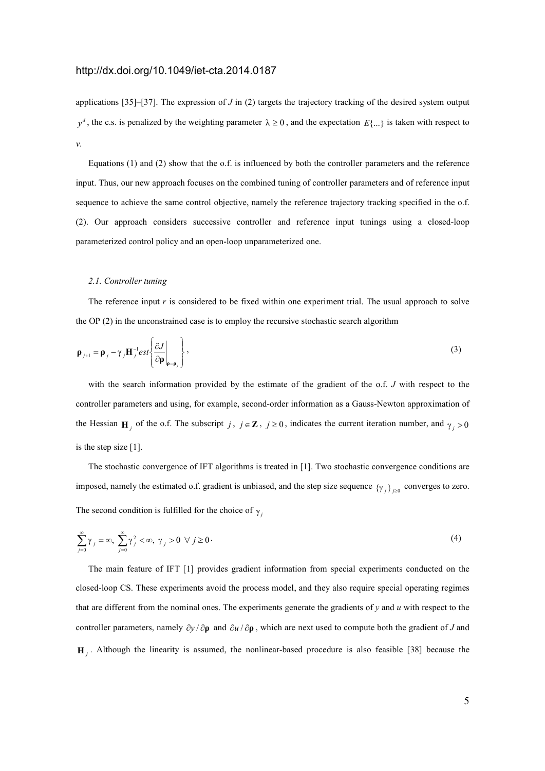applications [35]–[37]. The expression of $J$ in (2) targets the trajectory tracking of the desired system output $y^d$, the c.s. is penalized by the weighting parameter $\lambda \geq 0$, and the expectation $E\{...\}$ is taken with respect to $v$.

Equations (1) and (2) show that the o.f. is influenced by both the controller parameters and the reference input. Thus, our new approach focuses on the combined tuning of controller parameters and of reference input sequence to achieve the same control objective, namely the reference trajectory tracking specified in the o.f. (2). Our approach considers successive controller and reference input tunings using a closed-loop parameterized control policy and an open-loop unparameterized one.

### *2.1. Controller tuning*

The reference input $r$ is considered to be fixed within one experiment trial. The usual approach to solve the OP (2) in the unconstrained case is to employ the recursive stochastic search algorithm

$$\boldsymbol{\rho}_{j+1} = \boldsymbol{\rho}_j - \gamma_j \mathbf{H}_j^{-1} est\left\{ \left.\frac{\partial J}{\partial \boldsymbol{\rho}}\right|_{\boldsymbol{\rho}=\boldsymbol{\rho}_j} \right\}, \tag{3}$$

with the search information provided by the estimate of the gradient of the o.f. $J$ with respect to the controller parameters and using, for example, second-order information as a Gauss-Newton approximation of the Hessian $\mathbf{H}_j$ of the o.f. The subscript $j$, $j \in \mathbf{Z}$, $j \geq 0$, indicates the current iteration number, and $\gamma_j > 0$ is the step size [1].

The stochastic convergence of IFT algorithms is treated in [1]. Two stochastic convergence conditions are imposed, namely the estimated o.f. gradient is unbiased, and the step size sequence $\{\gamma_j\}_{j\geq 0}$ converges to zero. The second condition is fulfilled for the choice of $\gamma_j$

$$\sum_{j=0}^{\infty} \gamma_j = \infty,\ \sum_{j=0}^{\infty} \gamma_j^2 < \infty,\ \gamma_j > 0\ \ \forall\ j \geq 0 \cdot \tag{4}$$

The main feature of IFT [1] provides gradient information from special experiments conducted on the closed-loop CS. These experiments avoid the process model, and they also require special operating regimes that are different from the nominal ones. The experiments generate the gradients of $y$ and $u$ with respect to the controller parameters, namely $\partial y / \partial \boldsymbol{\rho}$ and $\partial u / \partial \boldsymbol{\rho}$, which are next used to compute both the gradient of $J$ and $\mathbf{H}_j$. Although the linearity is assumed, the nonlinear-based procedure is also feasible [38] because the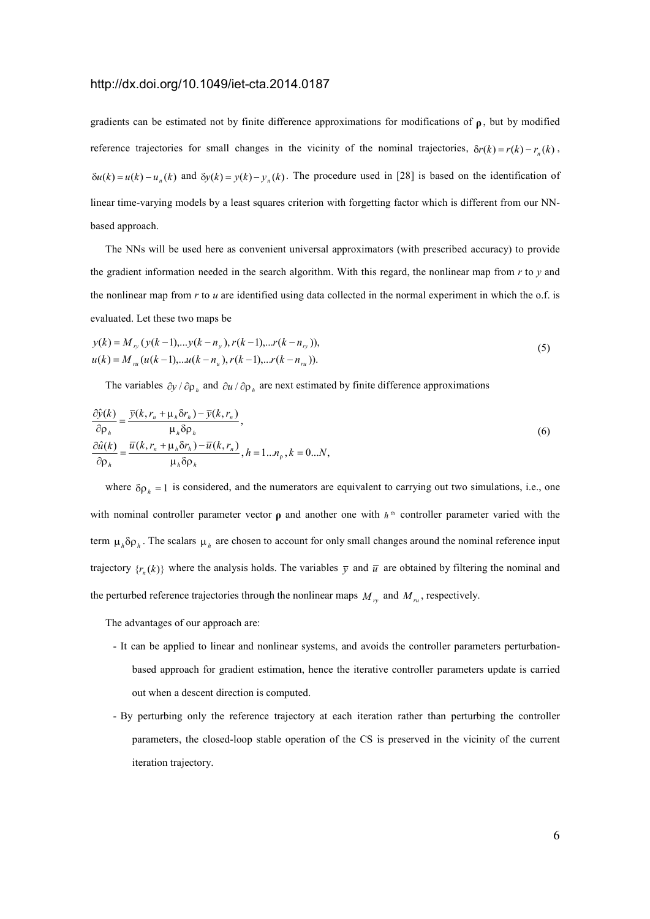gradients can be estimated not by finite difference approximations for modifications of $\boldsymbol{\rho}$, but by modified reference trajectories for small changes in the vicinity of the nominal trajectories, $\delta r(k) = r(k) - r_n(k)$, $\delta u(k) = u(k) - u_n(k)$ and $\delta y(k) = y(k) - y_n(k)$. The procedure used in [28] is based on the identification of linear time-varying models by a least squares criterion with forgetting factor which is different from our NN-based approach.

The NNs will be used here as convenient universal approximators (with prescribed accuracy) to provide the gradient information needed in the search algorithm. With this regard, the nonlinear map from $r$ to $y$ and the nonlinear map from $r$ to $u$ are identified using data collected in the normal experiment in which the o.f. is evaluated. Let these two maps be

$$
\begin{aligned}
y(k) &= M_{ry}(y(k-1),...y(k-n_y), r(k-1),...r(k-n_{ry})), \\
u(k) &= M_{ru}(u(k-1),...u(k-n_u), r(k-1),...r(k-n_{ru})).
\end{aligned}
\tag{5}
$$

The variables $\partial y / \partial \rho_h$ and $\partial u / \partial \rho_h$ are next estimated by finite difference approximations

$$
\begin{aligned}
\frac{\partial \hat{y}(k)}{\partial \rho_h} &= \frac{\overline{y}(k, r_n + \mu_h \delta r_h) - \overline{y}(k, r_n)}{\mu_h \delta \rho_h}, \\
\frac{\partial \hat{u}(k)}{\partial \rho_h} &= \frac{\overline{u}(k, r_n + \mu_h \delta r_h) - \overline{u}(k, r_n)}{\mu_h \delta \rho_h}, h = 1...n_\rho, k = 0...N,
\end{aligned}
\tag{6}
$$

where $\delta \rho_h = 1$ is considered, and the numerators are equivalent to carrying out two simulations, i.e., one with nominal controller parameter vector $\boldsymbol{\rho}$ and another one with $h^{\text{th}}$ controller parameter varied with the term $\mu_h \delta \rho_h$. The scalars $\mu_h$ are chosen to account for only small changes around the nominal reference input trajectory $\{r_n(k)\}$ where the analysis holds. The variables $\overline{y}$ and $\overline{u}$ are obtained by filtering the nominal and the perturbed reference trajectories through the nonlinear maps $M_{ry}$ and $M_{ru}$, respectively.

The advantages of our approach are:

- It can be applied to linear and nonlinear systems, and avoids the controller parameters perturbation-based approach for gradient estimation, hence the iterative controller parameters update is carried out when a descent direction is computed.
- By perturbing only the reference trajectory at each iteration rather than perturbing the controller parameters, the closed-loop stable operation of the CS is preserved in the vicinity of the current iteration trajectory.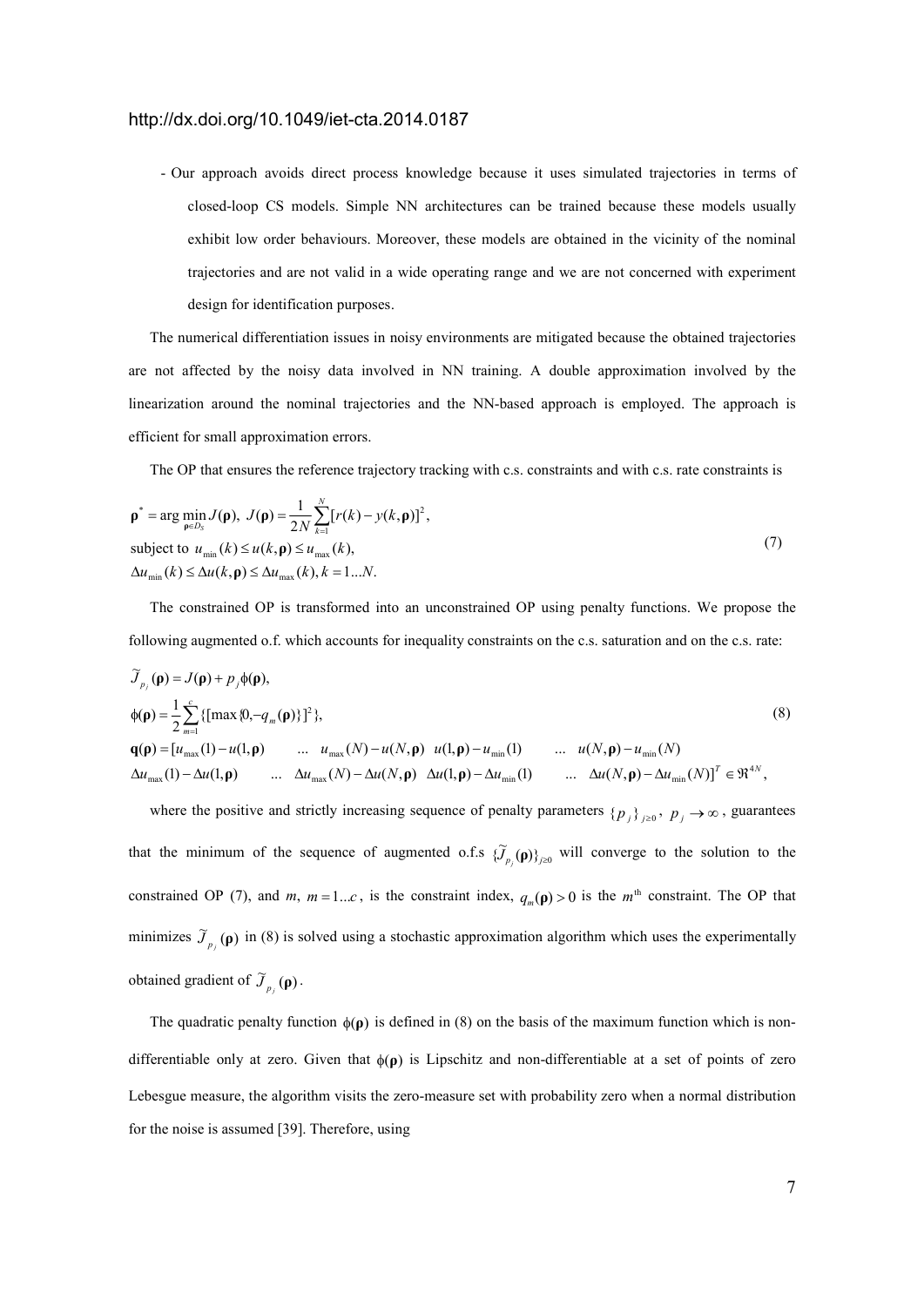- Our approach avoids direct process knowledge because it uses simulated trajectories in terms of closed-loop CS models. Simple NN architectures can be trained because these models usually exhibit low order behaviours. Moreover, these models are obtained in the vicinity of the nominal trajectories and are not valid in a wide operating range and we are not concerned with experiment design for identification purposes.

The numerical differentiation issues in noisy environments are mitigated because the obtained trajectories are not affected by the noisy data involved in NN training. A double approximation involved by the linearization around the nominal trajectories and the NN-based approach is employed. The approach is efficient for small approximation errors.

The OP that ensures the reference trajectory tracking with c.s. constraints and with c.s. rate constraints is

$$
\begin{aligned}
&\boldsymbol{\rho}^* = \arg\min_{\boldsymbol{\rho}\in D_S} J(\boldsymbol{\rho}),\ J(\boldsymbol{\rho}) = \frac{1}{2N}\sum_{k=1}^{N}[r(k) - y(k,\boldsymbol{\rho})]^2, \\
&\text{subject to } u_{\min}(k) \le u(k,\boldsymbol{\rho}) \le u_{\max}(k), \\
&\Delta u_{\min}(k) \le \Delta u(k,\boldsymbol{\rho}) \le \Delta u_{\max}(k), k = 1 \ldots N.
\end{aligned}
\tag{7}
$$

The constrained OP is transformed into an unconstrained OP using penalty functions. We propose the following augmented o.f. which accounts for inequality constraints on the c.s. saturation and on the c.s. rate:

$$
\begin{aligned}
&\widetilde{J}_{p_j}(\boldsymbol{\rho}) = J(\boldsymbol{\rho}) + p_j \phi(\boldsymbol{\rho}), \\
&\phi(\boldsymbol{\rho}) = \frac{1}{2}\sum_{m=1}^{c}\{[\max\{0, -q_m(\boldsymbol{\rho})\}]^2\}, \\
&\mathbf{q}(\boldsymbol{\rho}) = [u_{\max}(1) - u(1,\boldsymbol{\rho}) \quad \ldots \quad u_{\max}(N) - u(N,\boldsymbol{\rho}) \quad u(1,\boldsymbol{\rho}) - u_{\min}(1) \quad \ldots \quad u(N,\boldsymbol{\rho}) - u_{\min}(N) \\
&\Delta u_{\max}(1) - \Delta u(1,\boldsymbol{\rho}) \quad \ldots \quad \Delta u_{\max}(N) - \Delta u(N,\boldsymbol{\rho}) \quad \Delta u(1,\boldsymbol{\rho}) - \Delta u_{\min}(1) \quad \ldots \quad \Delta u(N,\boldsymbol{\rho}) - \Delta u_{\min}(N)]^T \in \Re^{4N},
\end{aligned}
\tag{8}
$$

where the positive and strictly increasing sequence of penalty parameters $\{p_j\}_{j\ge 0}$, $p_j \to \infty$, guarantees that the minimum of the sequence of augmented o.f.s $\{\widetilde{J}_{p_j}(\boldsymbol{\rho})\}_{j\ge 0}$ will converge to the solution to the constrained OP (7), and $m$, $m = 1 \ldots c$, is the constraint index, $q_m(\boldsymbol{\rho}) > 0$ is the $m^{\text{th}}$ constraint. The OP that minimizes $\widetilde{J}_{p_j}(\boldsymbol{\rho})$ in (8) is solved using a stochastic approximation algorithm which uses the experimentally obtained gradient of $\widetilde{J}_{p_j}(\boldsymbol{\rho})$.

The quadratic penalty function $\phi(\boldsymbol{\rho})$ is defined in (8) on the basis of the maximum function which is non-differentiable only at zero. Given that $\phi(\boldsymbol{\rho})$ is Lipschitz and non-differentiable at a set of points of zero Lebesgue measure, the algorithm visits the zero-measure set with probability zero when a normal distribution for the noise is assumed [39]. Therefore, using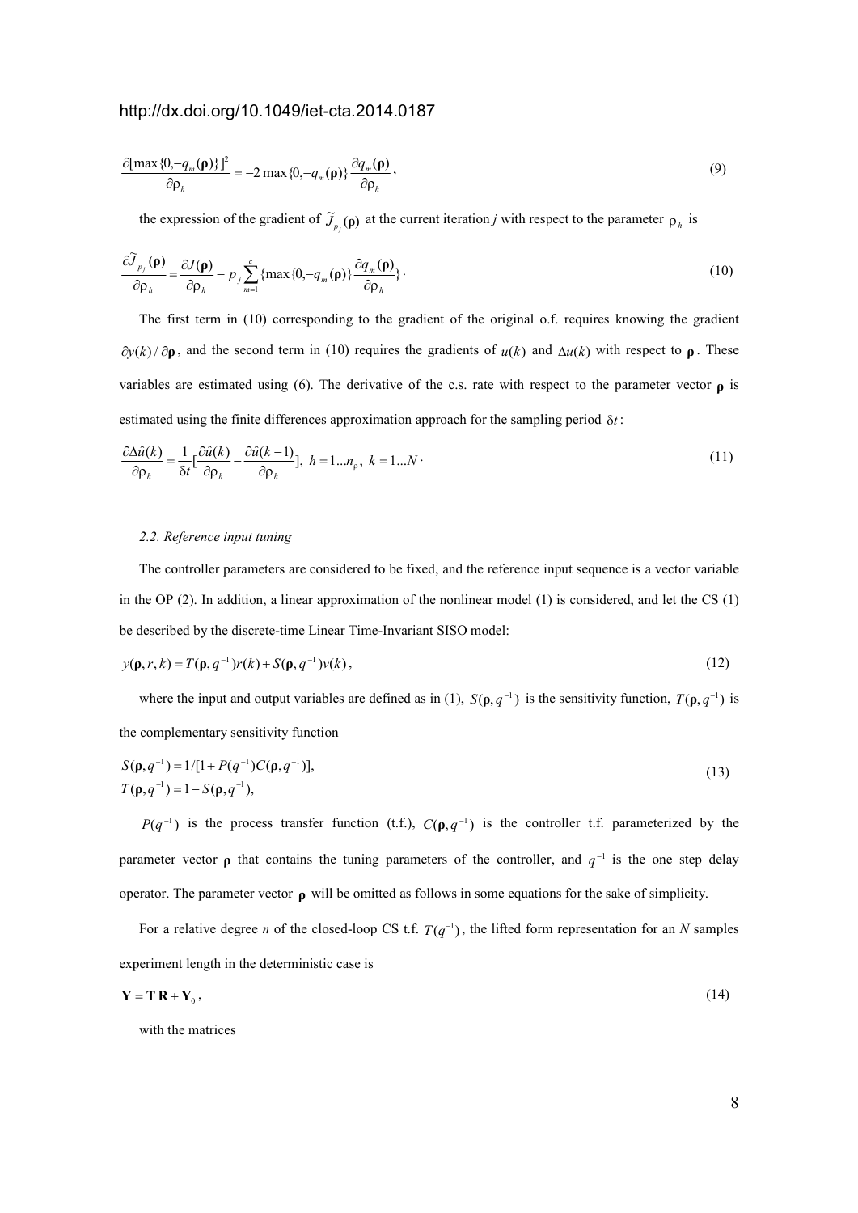http://dx.doi.org/10.1049/iet-cta.2014.0187

$$\frac{\partial[\max\{0,-q_m(\boldsymbol{\rho})\}]^2}{\partial\rho_h} = -2\max\{0,-q_m(\boldsymbol{\rho})\}\frac{\partial q_m(\boldsymbol{\rho})}{\partial\rho_h}, \tag{9}$$

the expression of the gradient of $\widetilde{J}_{p_j}(\boldsymbol{\rho})$ at the current iteration $j$ with respect to the parameter $\rho_h$ is

$$\frac{\partial\widetilde{J}_{p_j}(\boldsymbol{\rho})}{\partial\rho_h} = \frac{\partial J(\boldsymbol{\rho})}{\partial\rho_h} - p_j\sum_{m=1}^{c}\{\max\{0,-q_m(\boldsymbol{\rho})\}\frac{\partial q_m(\boldsymbol{\rho})}{\partial\rho_h}\}. \tag{10}$$

The first term in (10) corresponding to the gradient of the original o.f. requires knowing the gradient $\partial y(k)/\partial\boldsymbol{\rho}$, and the second term in (10) requires the gradients of $u(k)$ and $\Delta u(k)$ with respect to $\boldsymbol{\rho}$. These variables are estimated using (6). The derivative of the c.s. rate with respect to the parameter vector $\boldsymbol{\rho}$ is estimated using the finite differences approximation approach for the sampling period $\delta t$:

$$\frac{\partial\Delta\hat{u}(k)}{\partial\rho_h} = \frac{1}{\delta t}[\frac{\partial\hat{u}(k)}{\partial\rho_h} - \frac{\partial\hat{u}(k-1)}{\partial\rho_h}],\ h=1...n_\rho,\ k=1...N. \tag{11}$$

*2.2. Reference input tuning*

The controller parameters are considered to be fixed, and the reference input sequence is a vector variable in the OP (2). In addition, a linear approximation of the nonlinear model (1) is considered, and let the CS (1) be described by the discrete-time Linear Time-Invariant SISO model:

$$y(\boldsymbol{\rho},r,k) = T(\boldsymbol{\rho},q^{-1})r(k) + S(\boldsymbol{\rho},q^{-1})v(k), \tag{12}$$

where the input and output variables are defined as in (1), $S(\boldsymbol{\rho},q^{-1})$ is the sensitivity function, $T(\boldsymbol{\rho},q^{-1})$ is the complementary sensitivity function

$$\begin{aligned} &S(\boldsymbol{\rho},q^{-1}) = 1/[1+P(q^{-1})C(\boldsymbol{\rho},q^{-1})],\\ &T(\boldsymbol{\rho},q^{-1}) = 1 - S(\boldsymbol{\rho},q^{-1}), \end{aligned} \tag{13}$$

$P(q^{-1})$ is the process transfer function (t.f.), $C(\boldsymbol{\rho},q^{-1})$ is the controller t.f. parameterized by the parameter vector $\boldsymbol{\rho}$ that contains the tuning parameters of the controller, and $q^{-1}$ is the one step delay operator. The parameter vector $\boldsymbol{\rho}$ will be omitted as follows in some equations for the sake of simplicity.

For a relative degree $n$ of the closed-loop CS t.f. $T(q^{-1})$, the lifted form representation for an $N$ samples experiment length in the deterministic case is

$$\mathbf{Y} = \mathbf{T}\,\mathbf{R} + \mathbf{Y}_0, \tag{14}$$

with the matrices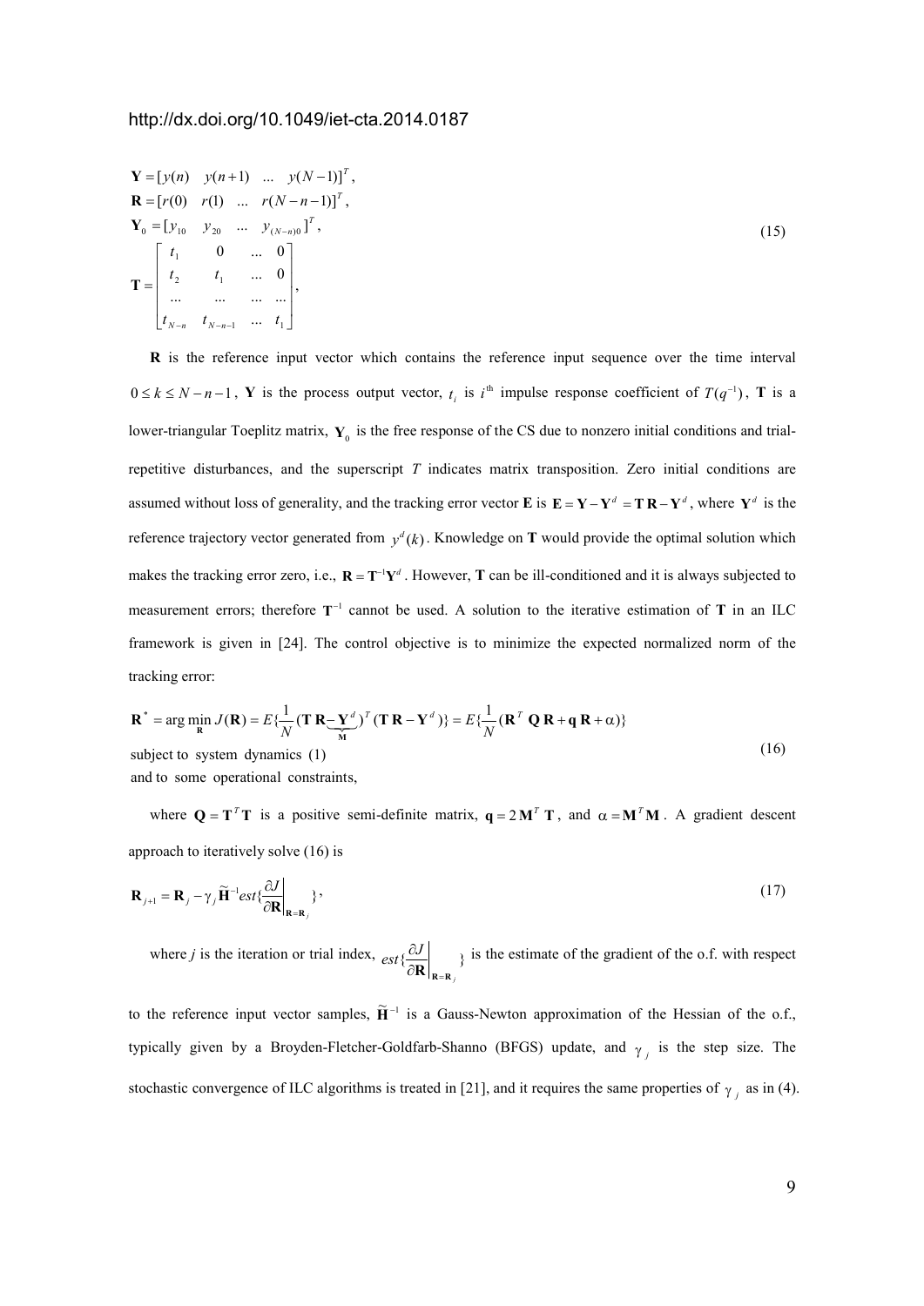$$
\begin{aligned}
&\mathbf{Y} = [y(n) \quad y(n+1) \quad \dots \quad y(N-1)]^T, \\
&\mathbf{R} = [r(0) \quad r(1) \quad \dots \quad r(N-n-1)]^T, \\
&\mathbf{Y}_0 = [y_{10} \quad y_{20} \quad \dots \quad y_{(N-n)0}]^T, \\
&\mathbf{T} = \begin{bmatrix} t_1 & 0 & \dots & 0 \\ t_2 & t_1 & \dots & 0 \\ \dots & \dots & \dots & \dots \\ t_{N-n} & t_{N-n-1} & \dots & t_1 \end{bmatrix},
\end{aligned}
\tag{15}
$$

$\mathbf{R}$ is the reference input vector which contains the reference input sequence over the time interval $0 \le k \le N-n-1$, $\mathbf{Y}$ is the process output vector, $t_i$ is $i^{\text{th}}$ impulse response coefficient of $T(q^{-1})$, $\mathbf{T}$ is a lower-triangular Toeplitz matrix, $\mathbf{Y}_0$ is the free response of the CS due to nonzero initial conditions and trial-repetitive disturbances, and the superscript $T$ indicates matrix transposition. Zero initial conditions are assumed without loss of generality, and the tracking error vector $\mathbf{E}$ is $\mathbf{E} = \mathbf{Y} - \mathbf{Y}^d = \mathbf{T}\,\mathbf{R} - \mathbf{Y}^d$, where $\mathbf{Y}^d$ is the reference trajectory vector generated from $y^d(k)$. Knowledge on $\mathbf{T}$ would provide the optimal solution which makes the tracking error zero, i.e., $\mathbf{R} = \mathbf{T}^{-1}\mathbf{Y}^d$. However, $\mathbf{T}$ can be ill-conditioned and it is always subjected to measurement errors; therefore $\mathbf{T}^{-1}$ cannot be used. A solution to the iterative estimation of $\mathbf{T}$ in an ILC framework is given in [24]. The control objective is to minimize the expected normalized norm of the tracking error:

$$
\begin{aligned}
&\mathbf{R}^* = \arg\min_{\mathbf{R}} J(\mathbf{R}) = E\{\frac{1}{N}(\mathbf{T}\,\mathbf{R} \underbrace{- \mathbf{Y}^d}_{\mathbf{M}})^T (\mathbf{T}\,\mathbf{R} - \mathbf{Y}^d)\} = E\{\frac{1}{N}(\mathbf{R}^T\,\mathbf{Q}\,\mathbf{R} + \mathbf{q}\,\mathbf{R} + \alpha)\} \\
&\text{subject to system dynamics (1)} \\
&\text{and to some operational constraints,}
\end{aligned}
\tag{16}
$$

where $\mathbf{Q} = \mathbf{T}^T\mathbf{T}$ is a positive semi-definite matrix, $\mathbf{q} = 2\,\mathbf{M}^T\,\mathbf{T}$, and $\alpha = \mathbf{M}^T\mathbf{M}$. A gradient descent approach to iteratively solve (16) is

$$
\mathbf{R}_{j+1} = \mathbf{R}_j - \gamma_j \widetilde{\mathbf{H}}^{-1} est\{\left.\frac{\partial J}{\partial \mathbf{R}}\right|_{\mathbf{R}=\mathbf{R}_j}\},
\tag{17}
$$

where $j$ is the iteration or trial index, $est\{\left.\frac{\partial J}{\partial \mathbf{R}}\right|_{\mathbf{R}=\mathbf{R}_j}\}$ is the estimate of the gradient of the o.f. with respect to the reference input vector samples, $\widetilde{\mathbf{H}}^{-1}$ is a Gauss-Newton approximation of the Hessian of the o.f., typically given by a Broyden-Fletcher-Goldfarb-Shanno (BFGS) update, and $\gamma_j$ is the step size. The stochastic convergence of ILC algorithms is treated in [21], and it requires the same properties of $\gamma_j$ as in (4).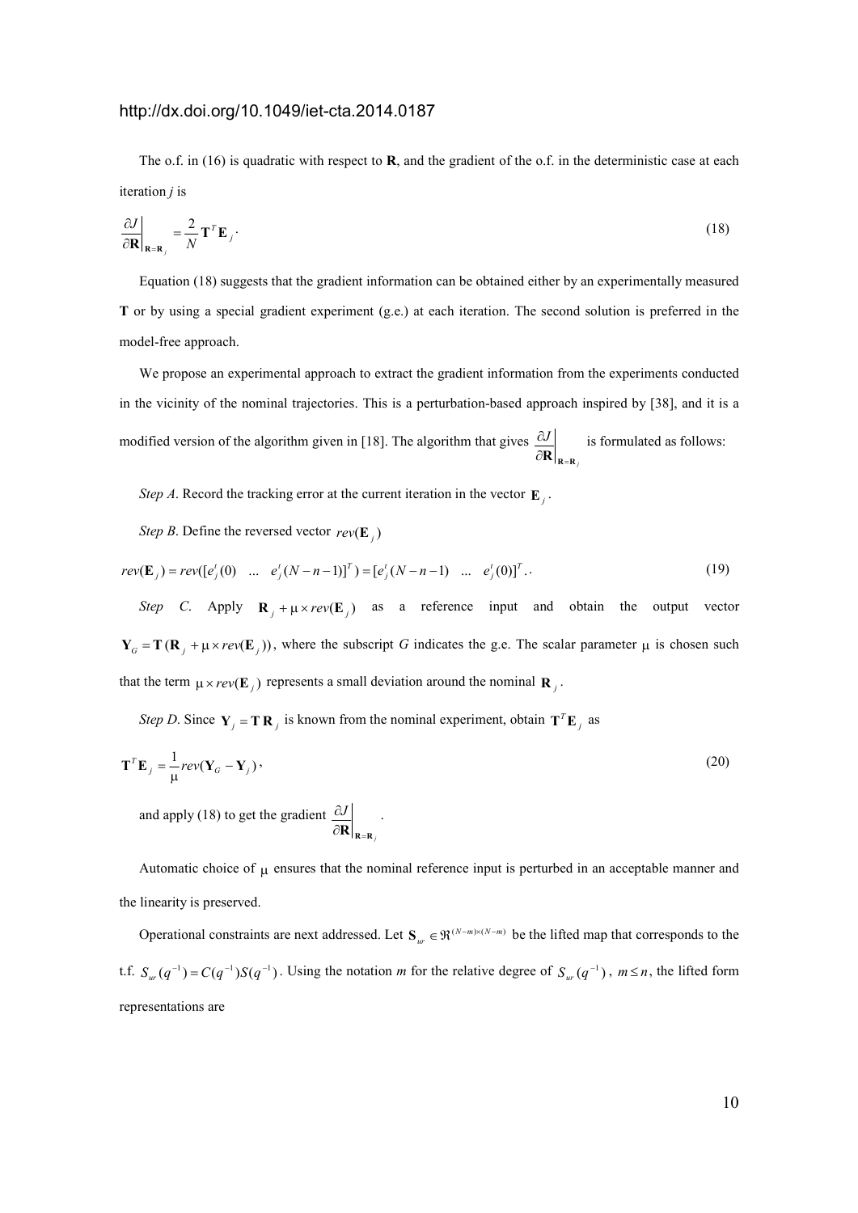The o.f. in (16) is quadratic with respect to $\mathbf{R}$, and the gradient of the o.f. in the deterministic case at each iteration $j$ is

$$\left.\frac{\partial J}{\partial \mathbf{R}}\right|_{\mathbf{R}=\mathbf{R}_j} = \frac{2}{N}\mathbf{T}^T\mathbf{E}_j. \tag{18}$$

Equation (18) suggests that the gradient information can be obtained either by an experimentally measured $\mathbf{T}$ or by using a special gradient experiment (g.e.) at each iteration. The second solution is preferred in the model-free approach.

We propose an experimental approach to extract the gradient information from the experiments conducted in the vicinity of the nominal trajectories. This is a perturbation-based approach inspired by [38], and it is a modified version of the algorithm given in [18]. The algorithm that gives $\left.\frac{\partial J}{\partial \mathbf{R}}\right|_{\mathbf{R}=\mathbf{R}_j}$ is formulated as follows:

*Step A*. Record the tracking error at the current iteration in the vector $\mathbf{E}_j$.

*Step B*. Define the reversed vector $rev(\mathbf{E}_j)$

$$rev(\mathbf{E}_j) = rev([e_j^t(0) \quad \ldots \quad e_j^t(N-n-1)]^T) = [e_j^t(N-n-1) \quad \ldots \quad e_j^t(0)]^T. \tag{19}$$

*Step C*. Apply $\mathbf{R}_j + \mu \times rev(\mathbf{E}_j)$ as a reference input and obtain the output vector $\mathbf{Y}_G = \mathbf{T}(\mathbf{R}_j + \mu \times rev(\mathbf{E}_j))$, where the subscript $G$ indicates the g.e. The scalar parameter $\mu$ is chosen such that the term $\mu \times rev(\mathbf{E}_j)$ represents a small deviation around the nominal $\mathbf{R}_j$.

*Step D*. Since $\mathbf{Y}_j = \mathbf{T}\,\mathbf{R}_j$ is known from the nominal experiment, obtain $\mathbf{T}^T\mathbf{E}_j$ as

$$\mathbf{T}^T\mathbf{E}_j = \frac{1}{\mu} rev(\mathbf{Y}_G - \mathbf{Y}_j), \tag{20}$$

and apply (18) to get the gradient $\left.\frac{\partial J}{\partial \mathbf{R}}\right|_{\mathbf{R}=\mathbf{R}_j}$.

Automatic choice of $\mu$ ensures that the nominal reference input is perturbed in an acceptable manner and the linearity is preserved.

Operational constraints are next addressed. Let $\mathbf{S}_{ur} \in \Re^{(N-m)\times(N-m)}$ be the lifted map that corresponds to the t.f. $S_{ur}(q^{-1}) = C(q^{-1})S(q^{-1})$. Using the notation $m$ for the relative degree of $S_{ur}(q^{-1})$, $m \le n$, the lifted form representations are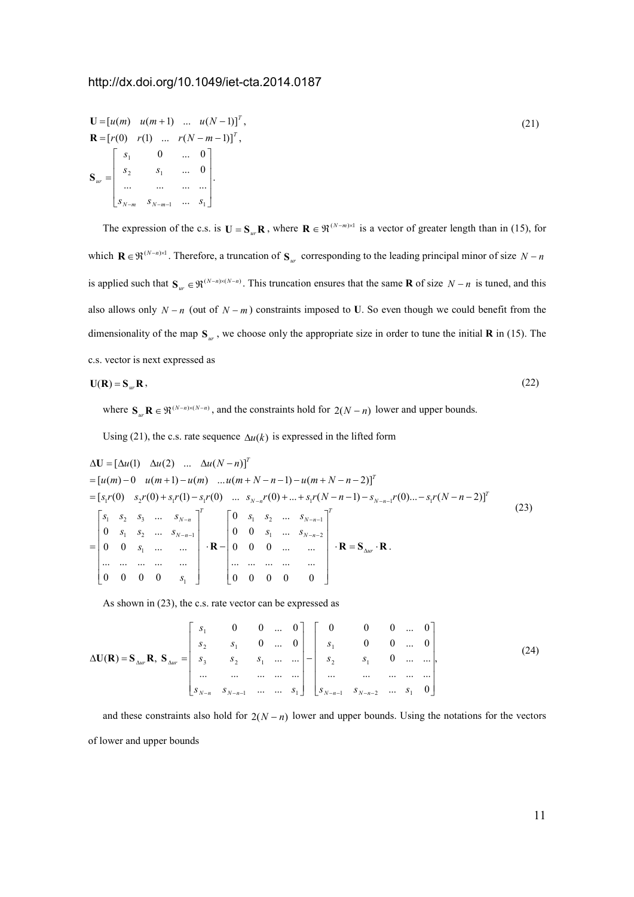http://dx.doi.org/10.1049/iet-cta.2014.0187

$$\mathbf{U} = [u(m) \quad u(m+1) \quad \ldots \quad u(N-1)]^T,$$
$$\mathbf{R} = [r(0) \quad r(1) \quad \ldots \quad r(N-m-1)]^T,$$
$$\mathbf{S}_{ur} = \begin{bmatrix} s_1 & 0 & \ldots & 0 \\ s_2 & s_1 & \ldots & 0 \\ \ldots & \ldots & \ldots & \ldots \\ s_{N-m} & s_{N-m-1} & \ldots & s_1 \end{bmatrix}. \tag{21}$$

The expression of the c.s. is $\mathbf{U} = \mathbf{S}_{ur}\mathbf{R}$, where $\mathbf{R} \in \Re^{(N-m)\times 1}$ is a vector of greater length than in (15), for which $\mathbf{R} \in \Re^{(N-n)\times 1}$. Therefore, a truncation of $\mathbf{S}_{ur}$ corresponding to the leading principal minor of size $N-n$ is applied such that $\mathbf{S}_{ur} \in \Re^{(N-n)\times(N-n)}$. This truncation ensures that the same $\mathbf{R}$ of size $N-n$ is tuned, and this also allows only $N-n$ (out of $N-m$) constraints imposed to **U**. So even though we could benefit from the dimensionality of the map $\mathbf{S}_{ur}$, we choose only the appropriate size in order to tune the initial $\mathbf{R}$ in (15). The c.s. vector is next expressed as

$$\mathbf{U}(\mathbf{R}) = \mathbf{S}_{ur}\mathbf{R}, \tag{22}$$

where $\mathbf{S}_{ur}\mathbf{R} \in \Re^{(N-n)\times(N-n)}$, and the constraints hold for $2(N-n)$ lower and upper bounds.

Using (21), the c.s. rate sequence $\Delta u(k)$ is expressed in the lifted form

$$\begin{aligned}
\Delta\mathbf{U} &= [\Delta u(1) \quad \Delta u(2) \quad \ldots \quad \Delta u(N-n)]^T \\
&= [u(m)-0 \quad u(m+1)-u(m) \quad \ldots u(m+N-n-1)-u(m+N-n-2)]^T \\
&= [s_1 r(0) \quad s_2 r(0)+s_1 r(1)-s_1 r(0) \quad \ldots \quad s_{N-n}r(0)+\ldots+s_1 r(N-n-1)-s_{N-n-1}r(0)\ldots-s_1 r(N-n-2)]^T \\
&= \begin{bmatrix} s_1 & s_2 & s_3 & \ldots & s_{N-n} \\ 0 & s_1 & s_2 & \ldots & s_{N-n-1} \\ 0 & 0 & s_1 & \ldots & \ldots \\ \ldots & \ldots & \ldots & \ldots & \ldots \\ 0 & 0 & 0 & 0 & s_1 \end{bmatrix}^T \cdot \mathbf{R} - \begin{bmatrix} 0 & s_1 & s_2 & \ldots & s_{N-n-1} \\ 0 & 0 & s_1 & \ldots & s_{N-n-2} \\ 0 & 0 & 0 & \ldots & \ldots \\ \ldots & \ldots & \ldots & \ldots & \ldots \\ 0 & 0 & 0 & 0 & 0 \end{bmatrix}^T \cdot \mathbf{R} = \mathbf{S}_{\Delta ur} \cdot \mathbf{R}.
\end{aligned} \tag{23}$$

As shown in (23), the c.s. rate vector can be expressed as

$$\Delta\mathbf{U}(\mathbf{R}) = \mathbf{S}_{\Delta ur}\mathbf{R},\ \mathbf{S}_{\Delta ur} = \begin{bmatrix} s_1 & 0 & 0 & \ldots & 0 \\ s_2 & s_1 & 0 & \ldots & 0 \\ s_3 & s_2 & s_1 & \ldots & \ldots \\ \ldots & \ldots & \ldots & \ldots & \ldots \\ s_{N-n} & s_{N-n-1} & \ldots & \ldots & s_1 \end{bmatrix} - \begin{bmatrix} 0 & 0 & 0 & \ldots & 0 \\ s_1 & 0 & 0 & \ldots & 0 \\ s_2 & s_1 & 0 & \ldots & \ldots \\ \ldots & \ldots & \ldots & \ldots & \ldots \\ s_{N-n-1} & s_{N-n-2} & \ldots & s_1 & 0 \end{bmatrix}, \tag{24}$$

and these constraints also hold for $2(N-n)$ lower and upper bounds. Using the notations for the vectors of lower and upper bounds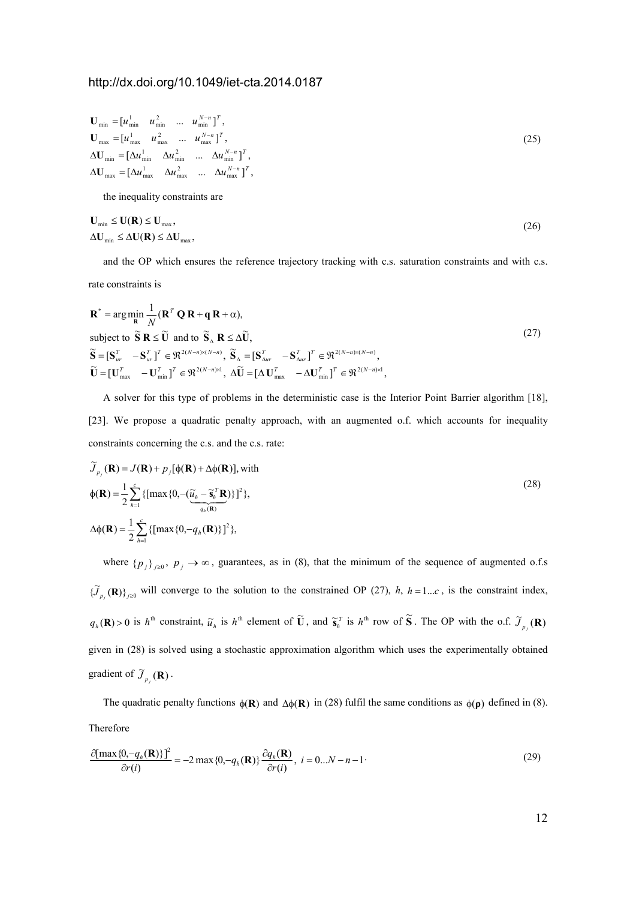$$
\begin{aligned}
\mathbf{U}_{\min} &= [u_{\min}^{1} \quad u_{\min}^{2} \quad \ldots \quad u_{\min}^{N-n}]^{T}, \\
\mathbf{U}_{\max} &= [u_{\max}^{1} \quad u_{\max}^{2} \quad \ldots \quad u_{\max}^{N-n}]^{T}, \\
\Delta\mathbf{U}_{\min} &= [\Delta u_{\min}^{1} \quad \Delta u_{\min}^{2} \quad \ldots \quad \Delta u_{\min}^{N-n}]^{T}, \\
\Delta\mathbf{U}_{\max} &= [\Delta u_{\max}^{1} \quad \Delta u_{\max}^{2} \quad \ldots \quad \Delta u_{\max}^{N-n}]^{T},
\end{aligned}
\tag{25}
$$

the inequality constraints are

$$
\begin{aligned}
&\mathbf{U}_{\min} \leq \mathbf{U}(\mathbf{R}) \leq \mathbf{U}_{\max}, \\
&\Delta\mathbf{U}_{\min} \leq \Delta\mathbf{U}(\mathbf{R}) \leq \Delta\mathbf{U}_{\max},
\end{aligned}
\tag{26}
$$

and the OP which ensures the reference trajectory tracking with c.s. saturation constraints and with c.s. rate constraints is

$$
\begin{aligned}
&\mathbf{R}^{*} = \arg\min_{\mathbf{R}} \frac{1}{N}(\mathbf{R}^{T}\,\mathbf{Q}\,\mathbf{R} + \mathbf{q}\,\mathbf{R} + \alpha), \\
&\text{subject to } \widetilde{\mathbf{S}}\,\mathbf{R} \leq \widetilde{\mathbf{U}} \text{ and to } \widetilde{\mathbf{S}}_{\Delta}\,\mathbf{R} \leq \Delta\widetilde{\mathbf{U}}, \\
&\widetilde{\mathbf{S}} = [\mathbf{S}_{ur}^{T} \quad -\mathbf{S}_{ur}^{T}]^{T} \in \Re^{2(N-n)\times(N-n)},\ \widetilde{\mathbf{S}}_{\Delta} = [\mathbf{S}_{\Delta ur}^{T} \quad -\mathbf{S}_{\Delta ur}^{T}]^{T} \in \Re^{2(N-n)\times(N-n)}, \\
&\widetilde{\mathbf{U}} = [\mathbf{U}_{\max}^{T} \quad -\mathbf{U}_{\min}^{T}]^{T} \in \Re^{2(N-n)\times 1},\ \Delta\widetilde{\mathbf{U}} = [\Delta\,\mathbf{U}_{\max}^{T} \quad -\Delta\mathbf{U}_{\min}^{T}]^{T} \in \Re^{2(N-n)\times 1},
\end{aligned}
\tag{27}
$$

A solver for this type of problems in the deterministic case is the Interior Point Barrier algorithm [18], [23]. We propose a quadratic penalty approach, with an augmented o.f. which accounts for inequality constraints concerning the c.s. and the c.s. rate:

$$
\begin{aligned}
&\widetilde{J}_{p_j}(\mathbf{R}) = J(\mathbf{R}) + p_j[\phi(\mathbf{R}) + \Delta\phi(\mathbf{R})], \text{with} \\
&\phi(\mathbf{R}) = \frac{1}{2}\sum_{h=1}^{c}\{[\max\{0, -(\underbrace{\widetilde{u}_h - \widetilde{\mathbf{s}}_h^{T}\mathbf{R}}_{q_h(\mathbf{R})})\}]^{2}\}, \\
&\Delta\phi(\mathbf{R}) = \frac{1}{2}\sum_{h=1}^{c}\{[\max\{0, -q_h(\mathbf{R})\}]^{2}\},
\end{aligned}
\tag{28}
$$

where $\{p_j\}_{j\geq 0}$, $p_j \to \infty$, guarantees, as in (8), that the minimum of the sequence of augmented o.f.s $\{\widetilde{J}_{p_j}(\mathbf{R})\}_{j\geq 0}$ will converge to the solution to the constrained OP (27), $h$, $h = 1...c$, is the constraint index, $q_h(\mathbf{R}) > 0$ is $h^{\text{th}}$ constraint, $\widetilde{u}_h$ is $h^{\text{th}}$ element of $\widetilde{\mathbf{U}}$, and $\widetilde{\mathbf{s}}_h^{T}$ is $h^{\text{th}}$ row of $\widetilde{\mathbf{S}}$. The OP with the o.f. $\widetilde{J}_{p_j}(\mathbf{R})$ given in (28) is solved using a stochastic approximation algorithm which uses the experimentally obtained gradient of $\widetilde{J}_{p_j}(\mathbf{R})$.

The quadratic penalty functions $\phi(\mathbf{R})$ and $\Delta\phi(\mathbf{R})$ in (28) fulfil the same conditions as $\phi(\boldsymbol{\rho})$ defined in (8). Therefore

$$
\frac{\partial[\max\{0, -q_h(\mathbf{R})\}]^{2}}{\partial r(i)} = -2\max\{0, -q_h(\mathbf{R})\}\frac{\partial q_h(\mathbf{R})}{\partial r(i)},\ i = 0...N-n-1\cdot
\tag{29}
$$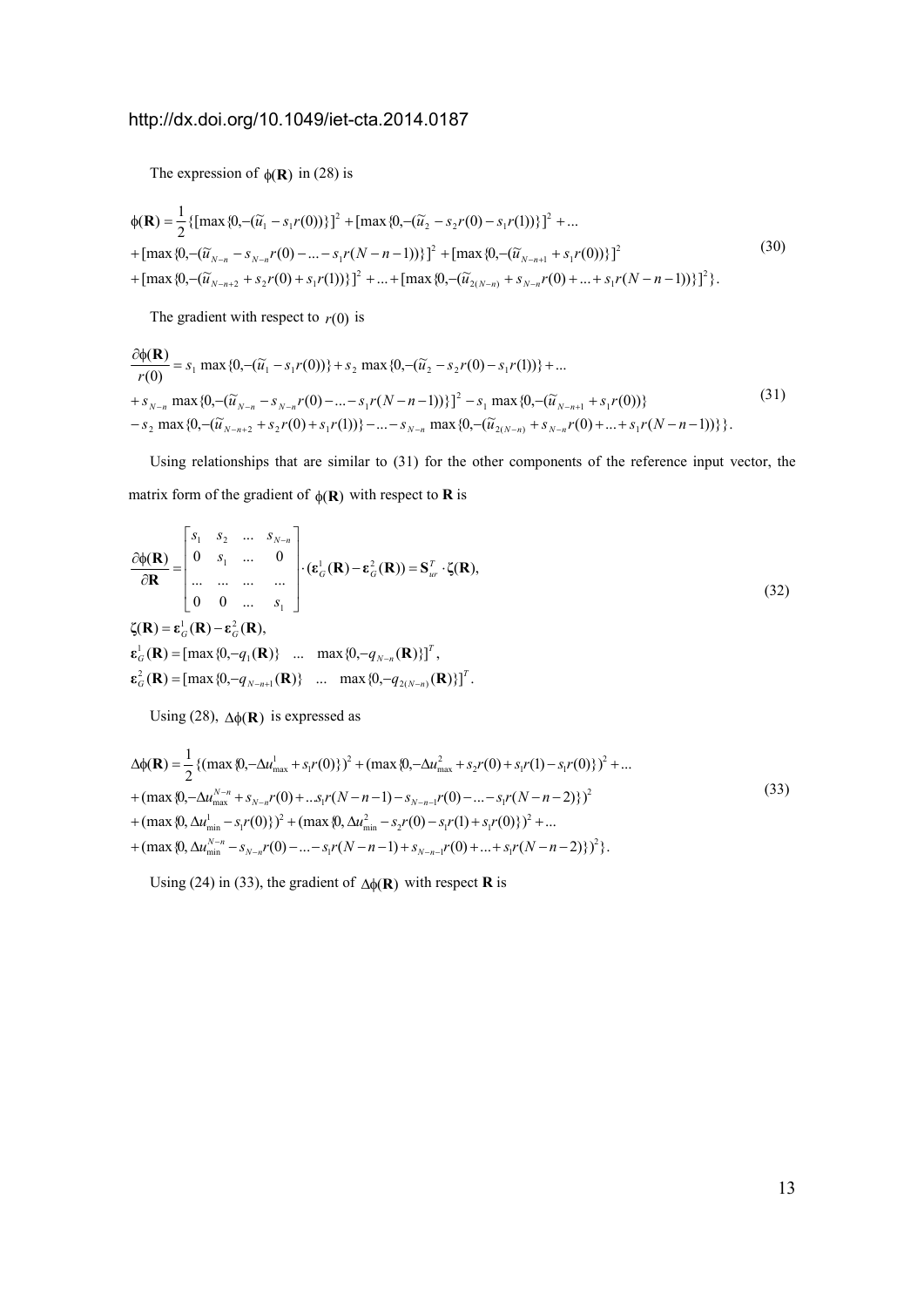The expression of $\phi(\mathbf{R})$ in (28) is

$$
\begin{aligned}
\phi(\mathbf{R}) &= \frac{1}{2}\{[\max\{0, -(\widetilde{u}_1 - s_1 r(0))\}]^2 + [\max\{0, -(\widetilde{u}_2 - s_2 r(0) - s_1 r(1))\}]^2 + ... \\
&+ [\max\{0, -(\widetilde{u}_{N-n} - s_{N-n} r(0) - ... - s_1 r(N-n-1))\}]^2 + [\max\{0, -(\widetilde{u}_{N-n+1} + s_1 r(0))\}]^2 \\
&+ [\max\{0, -(\widetilde{u}_{N-n+2} + s_2 r(0) + s_1 r(1))\}]^2 + ... + [\max\{0, -(\widetilde{u}_{2(N-n)} + s_{N-n} r(0) + ... + s_1 r(N-n-1))\}]^2\}.
\end{aligned}
\tag{30}
$$

The gradient with respect to $r(0)$ is

$$
\begin{aligned}
\frac{\partial\phi(\mathbf{R})}{r(0)} &= s_1 \max\{0, -(\widetilde{u}_1 - s_1 r(0))\} + s_2 \max\{0, -(\widetilde{u}_2 - s_2 r(0) - s_1 r(1))\} + ... \\
&+ s_{N-n} \max\{0, -(\widetilde{u}_{N-n} - s_{N-n} r(0) - ... - s_1 r(N-n-1))\}]^2 - s_1 \max\{0, -(\widetilde{u}_{N-n+1} + s_1 r(0))\} \\
&- s_2 \max\{0, -(\widetilde{u}_{N-n+2} + s_2 r(0) + s_1 r(1))\} - ... - s_{N-n} \max\{0, -(\widetilde{u}_{2(N-n)} + s_{N-n} r(0) + ... + s_1 r(N-n-1))\}\}.
\end{aligned}
\tag{31}
$$

Using relationships that are similar to (31) for the other components of the reference input vector, the matrix form of the gradient of $\phi(\mathbf{R})$ with respect to $\mathbf{R}$ is

$$
\begin{aligned}
&\frac{\partial\phi(\mathbf{R})}{\partial\mathbf{R}} = \begin{bmatrix} s_1 & s_2 & ... & s_{N-n} \\ 0 & s_1 & ... & 0 \\ ... & ... & ... & ... \\ 0 & 0 & ... & s_1 \end{bmatrix} \cdot (\boldsymbol{\varepsilon}_G^1(\mathbf{R}) - \boldsymbol{\varepsilon}_G^2(\mathbf{R})) = \mathbf{S}_{ur}^T \cdot \boldsymbol{\zeta}(\mathbf{R}), \\
&\boldsymbol{\zeta}(\mathbf{R}) = \boldsymbol{\varepsilon}_G^1(\mathbf{R}) - \boldsymbol{\varepsilon}_G^2(\mathbf{R}), \\
&\boldsymbol{\varepsilon}_G^1(\mathbf{R}) = [\max\{0, -q_1(\mathbf{R})\} \quad ... \quad \max\{0, -q_{N-n}(\mathbf{R})\}]^T, \\
&\boldsymbol{\varepsilon}_G^2(\mathbf{R}) = [\max\{0, -q_{N-n+1}(\mathbf{R})\} \quad ... \quad \max\{0, -q_{2(N-n)}(\mathbf{R})\}]^T.
\end{aligned}
\tag{32}
$$

Using (28), $\Delta\phi(\mathbf{R})$ is expressed as

$$
\begin{aligned}
\Delta\phi(\mathbf{R}) &= \frac{1}{2}\{(\max\{0, -\Delta u_{\max}^1 + s_1 r(0)\})^2 + (\max\{0, -\Delta u_{\max}^2 + s_2 r(0) + s_1 r(1) - s_1 r(0)\})^2 + ... \\
&+ (\max\{0, -\Delta u_{\max}^{N-n} + s_{N-n} r(0) + ... s_1 r(N-n-1) - s_{N-n-1} r(0) - ... - s_1 r(N-n-2)\})^2 \\
&+ (\max\{0, \Delta u_{\min}^1 - s_1 r(0)\})^2 + (\max\{0, \Delta u_{\min}^2 - s_2 r(0) - s_1 r(1) + s_1 r(0)\})^2 + ... \\
&+ (\max\{0, \Delta u_{\min}^{N-n} - s_{N-n} r(0) - ... - s_1 r(N-n-1) + s_{N-n-1} r(0) + ... + s_1 r(N-n-2)\})^2\}.
\end{aligned}
\tag{33}
$$

Using (24) in (33), the gradient of $\Delta\phi(\mathbf{R})$ with respect $\mathbf{R}$ is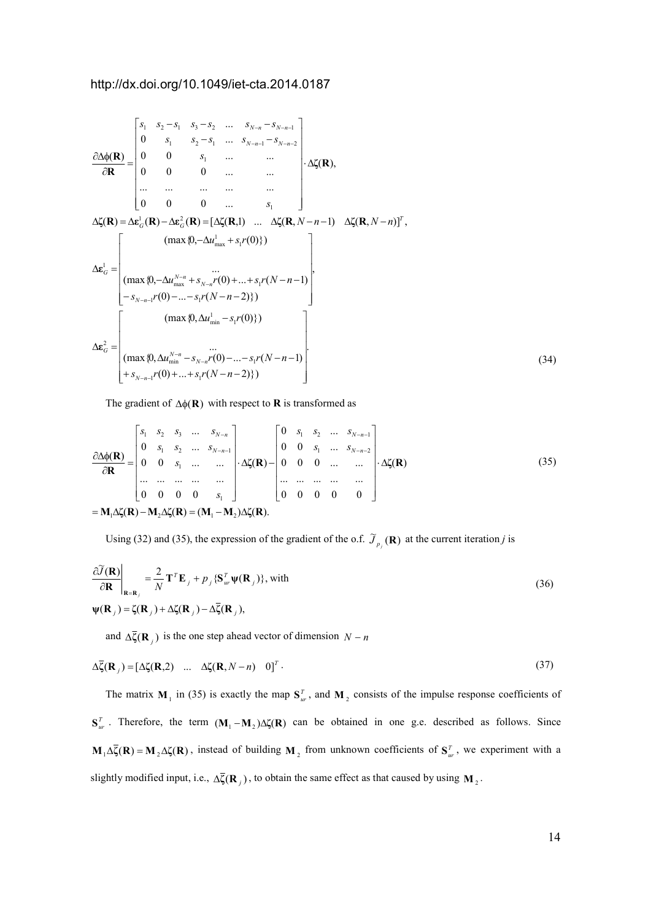http://dx.doi.org/10.1049/iet-cta.2014.0187

$$
\frac{\partial \Delta\phi(\mathbf{R})}{\partial \mathbf{R}} = \begin{bmatrix} s_1 & s_2 - s_1 & s_3 - s_2 & \ldots & s_{N-n} - s_{N-n-1} \\ 0 & s_1 & s_2 - s_1 & \ldots & s_{N-n-1} - s_{N-n-2} \\ 0 & 0 & s_1 & \ldots & \ldots \\ 0 & 0 & 0 & \ldots & \ldots \\ \ldots & \ldots & \ldots & \ldots & \ldots \\ 0 & 0 & 0 & \ldots & s_1 \end{bmatrix} \cdot \Delta\boldsymbol{\zeta}(\mathbf{R}),
$$

$$
\Delta\boldsymbol{\zeta}(\mathbf{R}) = \Delta\boldsymbol{\varepsilon}_G^1(\mathbf{R}) - \Delta\boldsymbol{\varepsilon}_G^2(\mathbf{R}) = [\Delta\zeta(\mathbf{R},1) \quad \ldots \quad \Delta\zeta(\mathbf{R}, N-n-1) \quad \Delta\zeta(\mathbf{R}, N-n)]^T,
$$

$$
\Delta\boldsymbol{\varepsilon}_G^1 = \begin{bmatrix} (\max\{0, -\Delta u_{\max}^1 + s_1 r(0)\}) \\ \ldots \\ (\max\{0, -\Delta u_{\max}^{N-n} + s_{N-n} r(0) + \ldots + s_1 r(N-n-1) \\ - s_{N-n-1} r(0) - \ldots - s_1 r(N-n-2)\}) \end{bmatrix},
$$

$$
\Delta\boldsymbol{\varepsilon}_G^2 = \begin{bmatrix} (\max\{0, \Delta u_{\min}^1 - s_1 r(0)\}) \\ \ldots \\ (\max\{0, \Delta u_{\min}^{N-n} - s_{N-n} r(0) - \ldots - s_1 r(N-n-1) \\ + s_{N-n-1} r(0) + \ldots + s_1 r(N-n-2)\}) \end{bmatrix}. \tag{34}
$$

The gradient of $\Delta\phi(\mathbf{R})$ with respect to $\mathbf{R}$ is transformed as

$$
\frac{\partial \Delta\phi(\mathbf{R})}{\partial \mathbf{R}} = \begin{bmatrix} s_1 & s_2 & s_3 & \ldots & s_{N-n} \\ 0 & s_1 & s_2 & \ldots & s_{N-n-1} \\ 0 & 0 & s_1 & \ldots & \ldots \\ \ldots & \ldots & \ldots & \ldots & \ldots \\ 0 & 0 & 0 & 0 & s_1 \end{bmatrix} \cdot \Delta\boldsymbol{\zeta}(\mathbf{R}) - \begin{bmatrix} 0 & s_1 & s_2 & \ldots & s_{N-n-1} \\ 0 & 0 & s_1 & \ldots & s_{N-n-2} \\ 0 & 0 & 0 & \ldots & \ldots \\ \ldots & \ldots & \ldots & \ldots & \ldots \\ 0 & 0 & 0 & 0 & 0 \end{bmatrix} \cdot \Delta\boldsymbol{\zeta}(\mathbf{R}) \tag{35}
$$

$$
= \mathbf{M}_1 \Delta\boldsymbol{\zeta}(\mathbf{R}) - \mathbf{M}_2 \Delta\boldsymbol{\zeta}(\mathbf{R}) = (\mathbf{M}_1 - \mathbf{M}_2)\Delta\boldsymbol{\zeta}(\mathbf{R}).
$$

Using (32) and (35), the expression of the gradient of the o.f. $\tilde{J}_{p_j}(\mathbf{R})$ at the current iteration $j$ is

$$
\left.\frac{\partial \tilde{J}(\mathbf{R})}{\partial \mathbf{R}}\right|_{\mathbf{R}=\mathbf{R}_j} = \frac{2}{N}\mathbf{T}^T \mathbf{E}_j + p_j\{\mathbf{S}_{ur}^T \boldsymbol{\psi}(\mathbf{R}_j)\}, \text{ with} \tag{36}
$$

$$
\boldsymbol{\psi}(\mathbf{R}_j) = \boldsymbol{\zeta}(\mathbf{R}_j) + \Delta\boldsymbol{\zeta}(\mathbf{R}_j) - \Delta\overline{\boldsymbol{\zeta}}(\mathbf{R}_j),
$$

and $\Delta\overline{\boldsymbol{\zeta}}(\mathbf{R}_j)$ is the one step ahead vector of dimension $N-n$

$$
\Delta\overline{\boldsymbol{\zeta}}(\mathbf{R}_j) = [\Delta\zeta(\mathbf{R},2) \quad \ldots \quad \Delta\zeta(\mathbf{R}, N-n) \quad 0]^T. \tag{37}
$$

The matrix $\mathbf{M}_1$ in (35) is exactly the map $\mathbf{S}_{ur}^T$, and $\mathbf{M}_2$ consists of the impulse response coefficients of $\mathbf{S}_{ur}^T$. Therefore, the term $(\mathbf{M}_1 - \mathbf{M}_2)\Delta\boldsymbol{\zeta}(\mathbf{R})$ can be obtained in one g.e. described as follows. Since $\mathbf{M}_1 \Delta\overline{\boldsymbol{\zeta}}(\mathbf{R}) = \mathbf{M}_2 \Delta\boldsymbol{\zeta}(\mathbf{R})$, instead of building $\mathbf{M}_2$ from unknown coefficients of $\mathbf{S}_{ur}^T$, we experiment with a slightly modified input, i.e., $\Delta\overline{\boldsymbol{\zeta}}(\mathbf{R}_j)$, to obtain the same effect as that caused by using $\mathbf{M}_2$.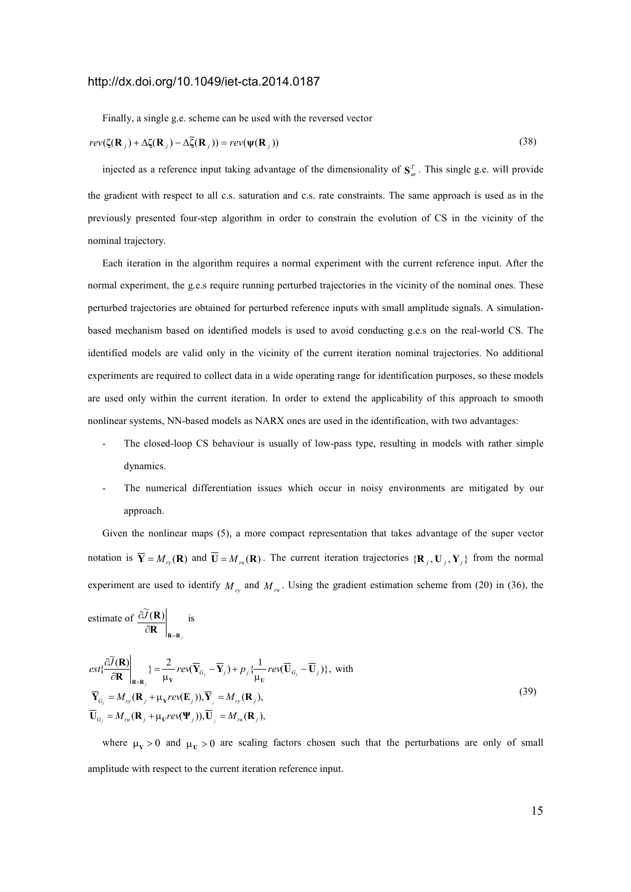Finally, a single g.e. scheme can be used with the reversed vector

$$rev(\boldsymbol{\zeta}(\mathbf{R}_j) + \Delta\boldsymbol{\zeta}(\mathbf{R}_j) - \Delta\overline{\boldsymbol{\zeta}}(\mathbf{R}_j)) = rev(\boldsymbol{\psi}(\mathbf{R}_j)) \tag{38}$$

injected as a reference input taking advantage of the dimensionality of $\mathbf{S}_{ur}^T$. This single g.e. will provide the gradient with respect to all c.s. saturation and c.s. rate constraints. The same approach is used as in the previously presented four-step algorithm in order to constrain the evolution of CS in the vicinity of the nominal trajectory.

Each iteration in the algorithm requires a normal experiment with the current reference input. After the normal experiment, the g.e.s require running perturbed trajectories in the vicinity of the nominal ones. These perturbed trajectories are obtained for perturbed reference inputs with small amplitude signals. A simulation-based mechanism based on identified models is used to avoid conducting g.e.s on the real-world CS. The identified models are valid only in the vicinity of the current iteration nominal trajectories. No additional experiments are required to collect data in a wide operating range for identification purposes, so these models are used only within the current iteration. In order to extend the applicability of this approach to smooth nonlinear systems, NN-based models as NARX ones are used in the identification, with two advantages:

- The closed-loop CS behaviour is usually of low-pass type, resulting in models with rather simple dynamics.
- The numerical differentiation issues which occur in noisy environments are mitigated by our approach.

Given the nonlinear maps (5), a more compact representation that takes advantage of the super vector notation is $\overline{\mathbf{Y}} = M_{ry}(\mathbf{R})$ and $\overline{\mathbf{U}} = M_{ru}(\mathbf{R})$. The current iteration trajectories $\{\mathbf{R}_j, \mathbf{U}_j, \mathbf{Y}_j\}$ from the normal experiment are used to identify $M_{ry}$ and $M_{ru}$. Using the gradient estimation scheme from (20) in (36), the estimate of $\left.\dfrac{\partial \widetilde{J}(\mathbf{R})}{\partial \mathbf{R}}\right|_{\mathbf{R}=\mathbf{R}_j}$ is

$$\begin{aligned}
&est\{\left.\frac{\partial \widetilde{J}(\mathbf{R})}{\partial \mathbf{R}}\right|_{\mathbf{R}=\mathbf{R}_j}\} = \frac{2}{\mu_{\mathbf{Y}}} rev(\overline{\mathbf{Y}}_{G_j} - \overline{\mathbf{Y}}_j) + p_j \{\frac{1}{\mu_{\mathbf{U}}} rev(\overline{\mathbf{U}}_{G_j} - \overline{\mathbf{U}}_j)\}, \text{ with} \\
&\overline{\mathbf{Y}}_{G_j} = M_{ry}(\mathbf{R}_j + \mu_{\mathbf{Y}} rev(\mathbf{E}_j)), \overline{\mathbf{Y}}_j = M_{ry}(\mathbf{R}_j), \\
&\overline{\mathbf{U}}_{G_j} = M_{ru}(\mathbf{R}_j + \mu_{\mathbf{U}} rev(\boldsymbol{\Psi}_j)), \overline{\mathbf{U}}_j = M_{ru}(\mathbf{R}_j),
\end{aligned} \tag{39}$$

where $\mu_{\mathbf{Y}} > 0$ and $\mu_{\mathbf{U}} > 0$ are scaling factors chosen such that the perturbations are only of small amplitude with respect to the current iteration reference input.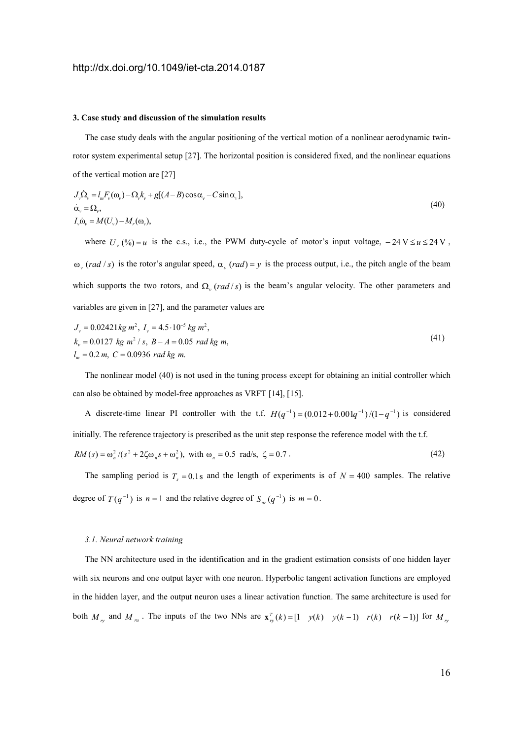### 3. Case study and discussion of the simulation results

The case study deals with the angular positioning of the vertical motion of a nonlinear aerodynamic twin-rotor system experimental setup [27]. The horizontal position is considered fixed, and the nonlinear equations of the vertical motion are [27]

$$
\begin{aligned}
&J_v \dot{\Omega}_v = l_m F_v(\omega_v) - \Omega_v k_v + g[(A-B)\cos\alpha_v - C\sin\alpha_v],\\
&\dot{\alpha}_v = \Omega_v,\\
&I_v \dot{\omega}_v = M(U_v) - M_r(\omega_v),
\end{aligned}
\tag{40}
$$

where $U_v\,(\%) = u$ is the c.s., i.e., the PWM duty-cycle of motor's input voltage, $-24\text{ V} \le u \le 24\text{ V}$, $\omega_v\ (rad/s)$ is the rotor's angular speed, $\alpha_v\ (rad) = y$ is the process output, i.e., the pitch angle of the beam which supports the two rotors, and $\Omega_v\ (rad/s)$ is the beam's angular velocity. The other parameters and variables are given in [27], and the parameter values are

$$
\begin{aligned}
&J_v = 0.02421 kg\, m^2,\ I_v = 4.5\cdot 10^{-5}\ kg\, m^2,\\
&k_v = 0.0127\ kg\ m^2/s,\ B - A = 0.05\ rad\ kg\ m,\\
&l_m = 0.2\, m,\ C = 0.0936\ rad\ kg\ m.
\end{aligned}
\tag{41}
$$

The nonlinear model (40) is not used in the tuning process except for obtaining an initial controller which can also be obtained by model-free approaches as VRFT [14], [15].

A discrete-time linear PI controller with the t.f. $H(q^{-1}) = (0.012 + 0.001q^{-1})/(1-q^{-1})$ is considered initially. The reference trajectory is prescribed as the unit step response the reference model with the t.f.

$$
RM(s) = \omega_n^2/(s^2 + 2\zeta\omega_n s + \omega_n^2),\ \text{with } \omega_n = 0.5\ \text{ rad/s},\ \zeta = 0.7\,. \tag{42}
$$

The sampling period is $T_s = 0.1\,\text{s}$ and the length of experiments is of $N = 400$ samples. The relative degree of $T(q^{-1})$ is $n = 1$ and the relative degree of $S_{ur}(q^{-1})$ is $m = 0$.

#### *3.1. Neural network training*

The NN architecture used in the identification and in the gradient estimation consists of one hidden layer with six neurons and one output layer with one neuron. Hyperbolic tangent activation functions are employed in the hidden layer, and the output neuron uses a linear activation function. The same architecture is used for both $M_{ry}$ and $M_{ru}$. The inputs of the two NNs are $\mathbf{x}_{ry}^T(k) = [1 \quad y(k) \quad y(k-1) \quad r(k) \quad r(k-1)]$ for $M_{ry}$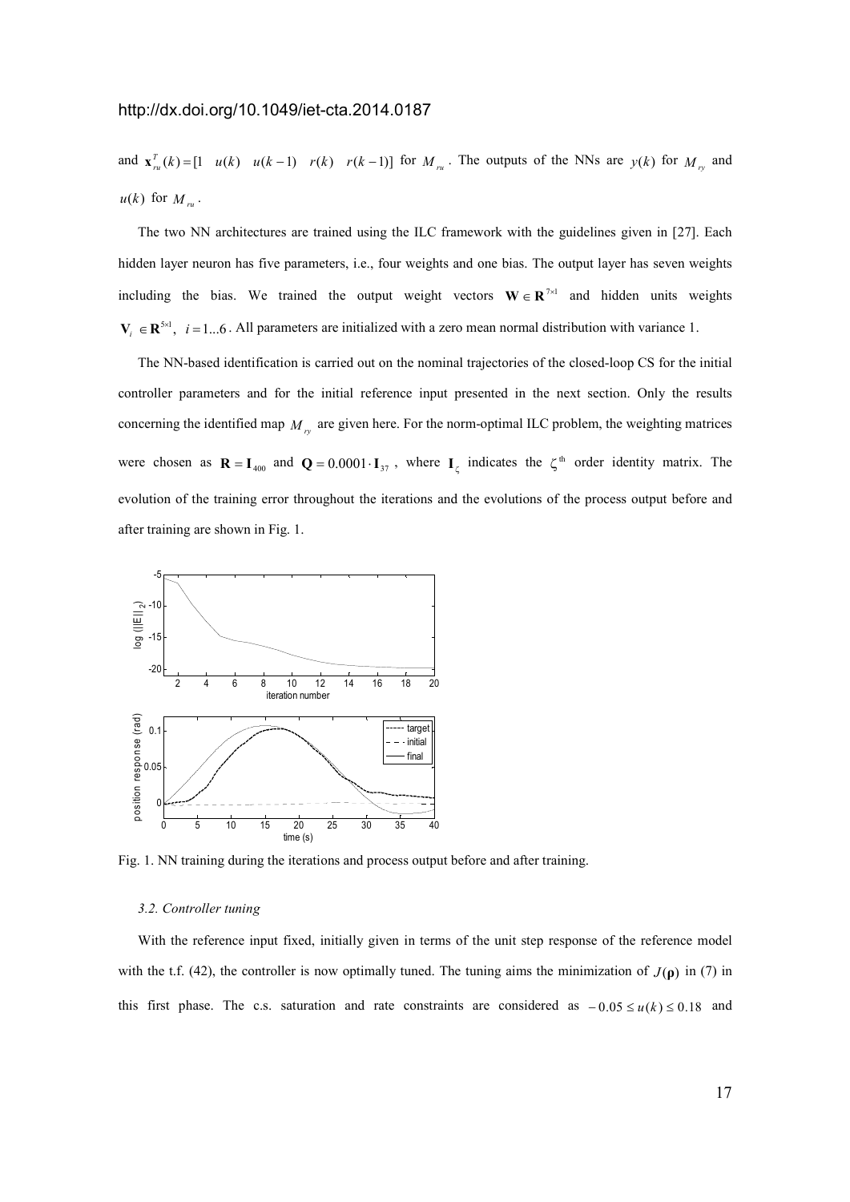and $\mathbf{x}_{ru}^T(k) = [1 \quad u(k) \quad u(k-1) \quad r(k) \quad r(k-1)]$ for $M_{ru}$. The outputs of the NNs are $y(k)$ for $M_{ry}$ and $u(k)$ for $M_{ru}$.

The two NN architectures are trained using the ILC framework with the guidelines given in [27]. Each hidden layer neuron has five parameters, i.e., four weights and one bias. The output layer has seven weights including the bias. We trained the output weight vectors $\mathbf{W} \in \mathbf{R}^{7\times1}$ and hidden units weights $\mathbf{V}_i \in \mathbf{R}^{5\times1}$, $i = 1...6$. All parameters are initialized with a zero mean normal distribution with variance 1.

The NN-based identification is carried out on the nominal trajectories of the closed-loop CS for the initial controller parameters and for the initial reference input presented in the next section. Only the results concerning the identified map $M_{ry}$ are given here. For the norm-optimal ILC problem, the weighting matrices were chosen as $\mathbf{R} = \mathbf{I}_{400}$ and $\mathbf{Q} = 0.0001 \cdot \mathbf{I}_{37}$, where $\mathbf{I}_\zeta$ indicates the $\zeta^{\text{th}}$ order identity matrix. The evolution of the training error throughout the iterations and the evolutions of the process output before and after training are shown in Fig. 1.

Fig. 1. NN training during the iterations and process output before and after training.

### *3.2. Controller tuning*

With the reference input fixed, initially given in terms of the unit step response of the reference model with the t.f. (42), the controller is now optimally tuned. The tuning aims the minimization of $J(\boldsymbol{\rho})$ in (7) in this first phase. The c.s. saturation and rate constraints are considered as $-0.05 \le u(k) \le 0.18$ and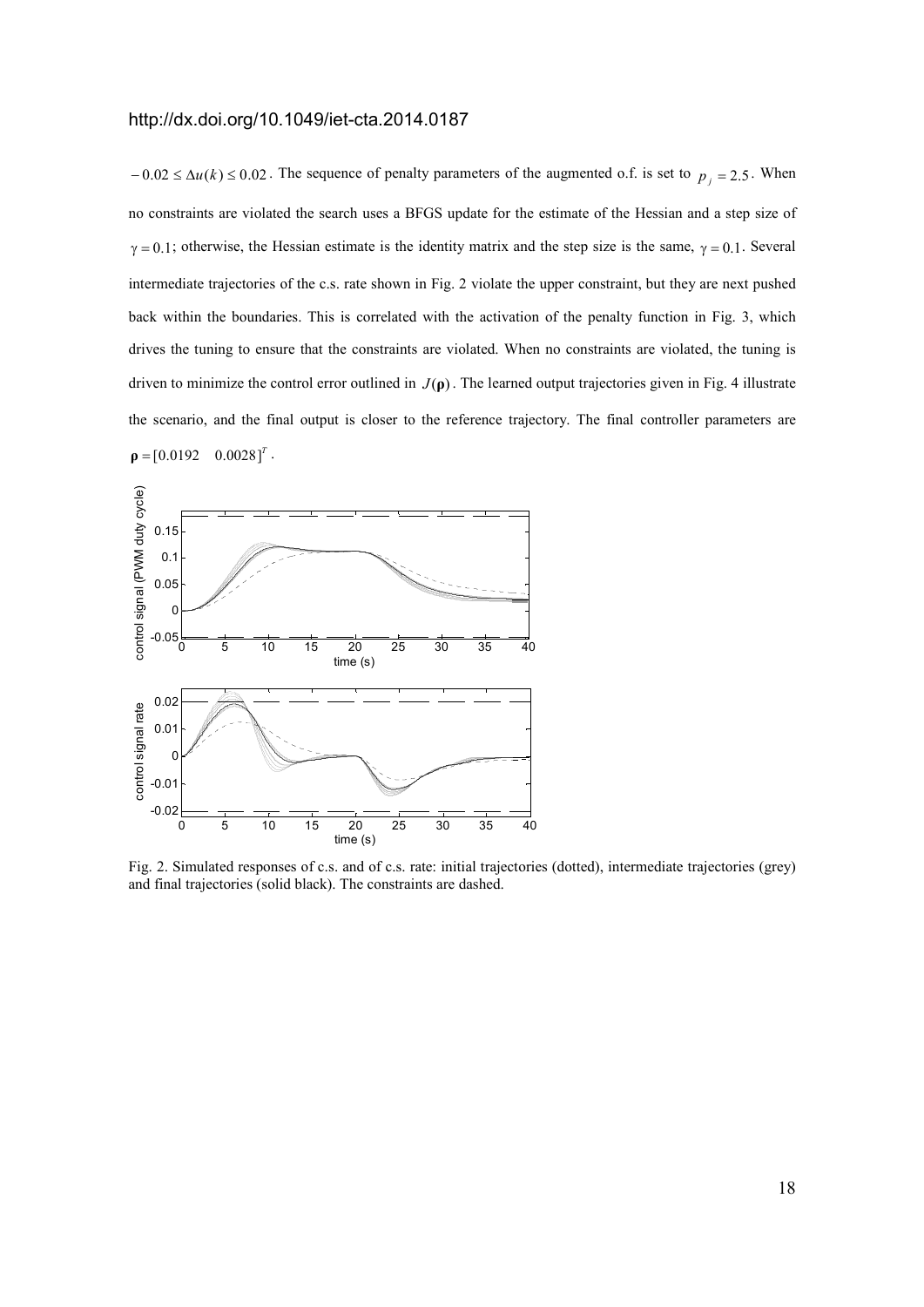$-0.02 \leq \Delta u(k) \leq 0.02$. The sequence of penalty parameters of the augmented o.f. is set to $p_j = 2.5$. When no constraints are violated the search uses a BFGS update for the estimate of the Hessian and a step size of $\gamma = 0.1$; otherwise, the Hessian estimate is the identity matrix and the step size is the same, $\gamma = 0.1$. Several intermediate trajectories of the c.s. rate shown in Fig. 2 violate the upper constraint, but they are next pushed back within the boundaries. This is correlated with the activation of the penalty function in Fig. 3, which drives the tuning to ensure that the constraints are violated. When no constraints are violated, the tuning is driven to minimize the control error outlined in $J(\mathbf{\rho})$. The learned output trajectories given in Fig. 4 illustrate the scenario, and the final output is closer to the reference trajectory. The final controller parameters are $\mathbf{\rho} = [0.0192 \quad 0.0028]^T$.

Fig. 2. Simulated responses of c.s. and of c.s. rate: initial trajectories (dotted), intermediate trajectories (grey) and final trajectories (solid black). The constraints are dashed.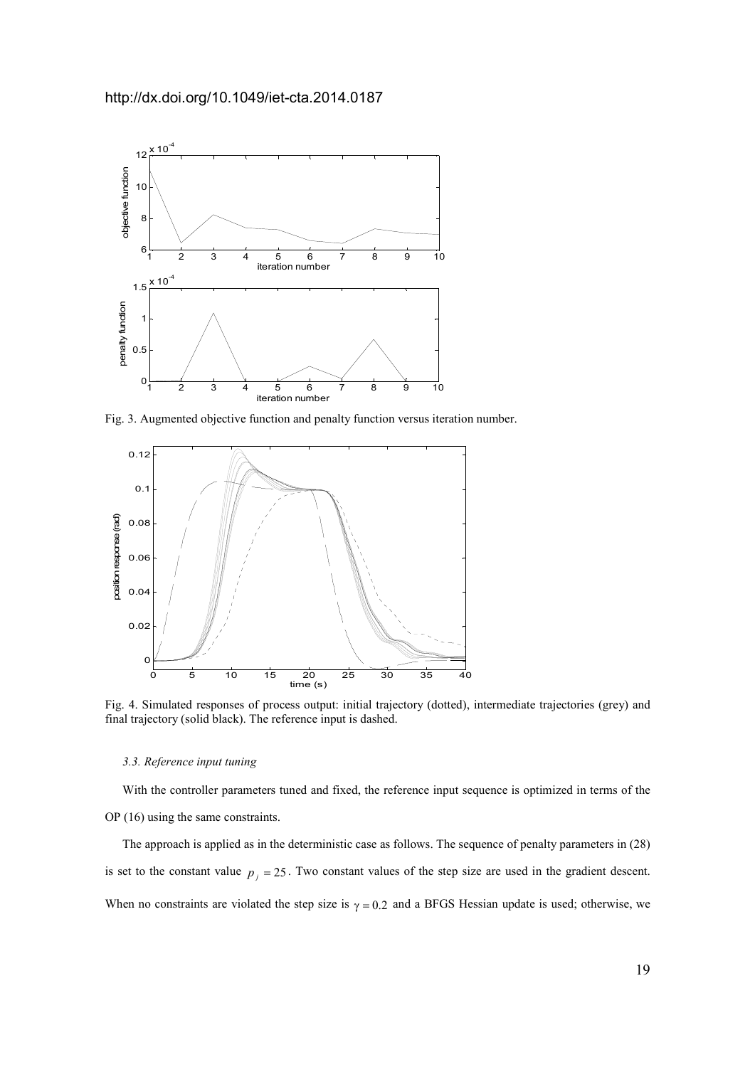http://dx.doi.org/10.1049/iet-cta.2014.0187

Fig. 3. Augmented objective function and penalty function versus iteration number.

Fig. 4. Simulated responses of process output: initial trajectory (dotted), intermediate trajectories (grey) and final trajectory (solid black). The reference input is dashed.

### 3.3. Reference input tuning

With the controller parameters tuned and fixed, the reference input sequence is optimized in terms of the OP (16) using the same constraints.

The approach is applied as in the deterministic case as follows. The sequence of penalty parameters in (28) is set to the constant value $p_j = 25$. Two constant values of the step size are used in the gradient descent. When no constraints are violated the step size is $\gamma = 0.2$ and a BFGS Hessian update is used; otherwise, we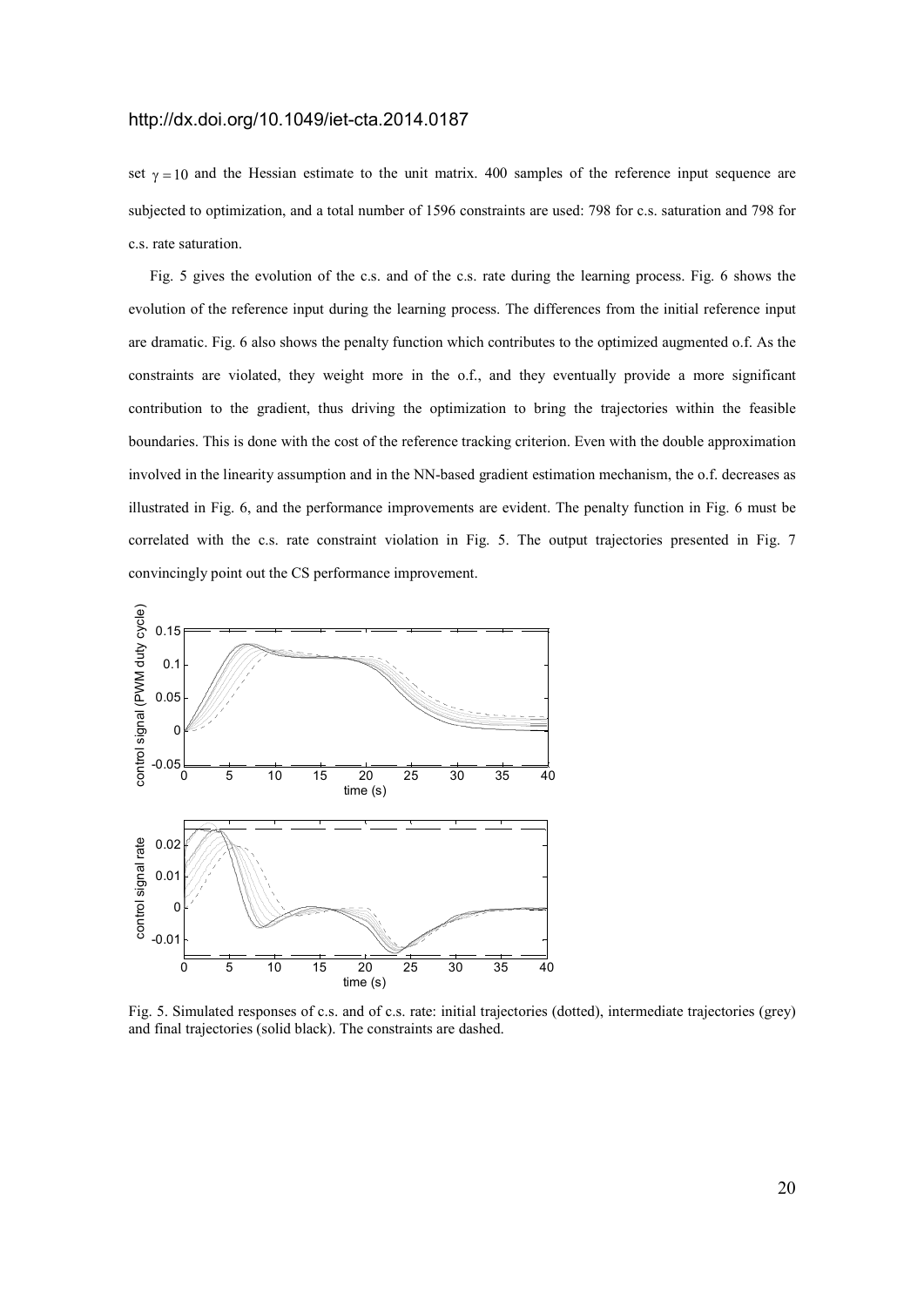set $\gamma = 10$ and the Hessian estimate to the unit matrix. 400 samples of the reference input sequence are subjected to optimization, and a total number of 1596 constraints are used: 798 for c.s. saturation and 798 for c.s. rate saturation.

Fig. 5 gives the evolution of the c.s. and of the c.s. rate during the learning process. Fig. 6 shows the evolution of the reference input during the learning process. The differences from the initial reference input are dramatic. Fig. 6 also shows the penalty function which contributes to the optimized augmented o.f. As the constraints are violated, they weight more in the o.f., and they eventually provide a more significant contribution to the gradient, thus driving the optimization to bring the trajectories within the feasible boundaries. This is done with the cost of the reference tracking criterion. Even with the double approximation involved in the linearity assumption and in the NN-based gradient estimation mechanism, the o.f. decreases as illustrated in Fig. 6, and the performance improvements are evident. The penalty function in Fig. 6 must be correlated with the c.s. rate constraint violation in Fig. 5. The output trajectories presented in Fig. 7 convincingly point out the CS performance improvement.

Fig. 5. Simulated responses of c.s. and of c.s. rate: initial trajectories (dotted), intermediate trajectories (grey) and final trajectories (solid black). The constraints are dashed.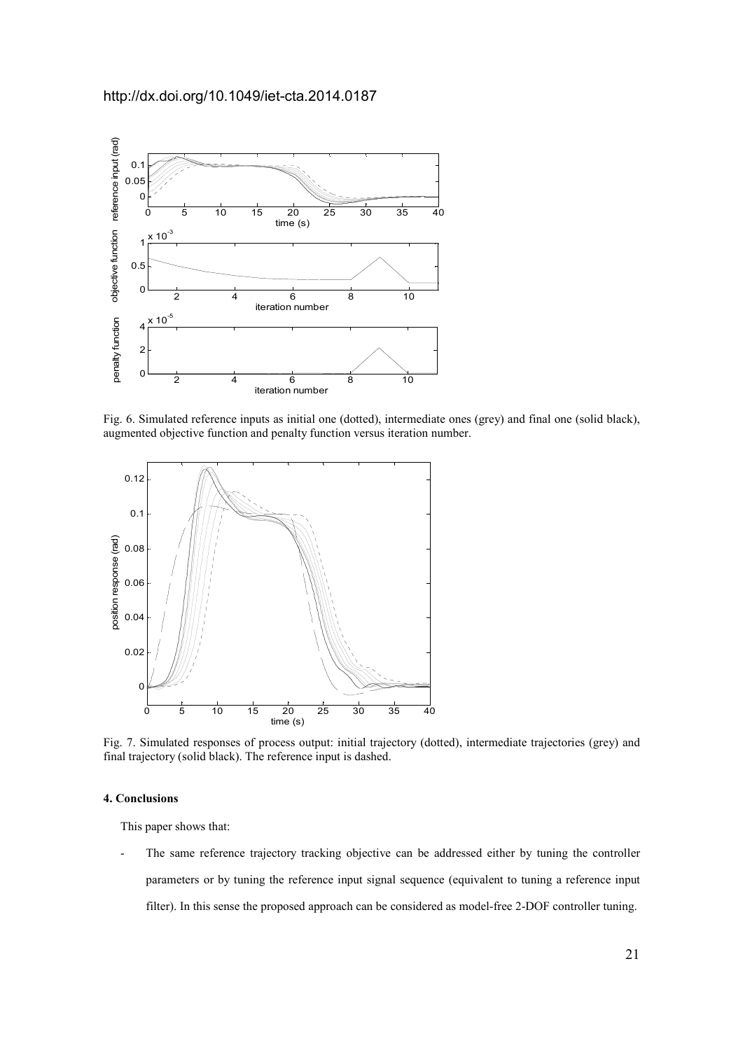http://dx.doi.org/10.1049/iet-cta.2014.0187

Fig. 6. Simulated reference inputs as initial one (dotted), intermediate ones (grey) and final one (solid black), augmented objective function and penalty function versus iteration number.

Fig. 7. Simulated responses of process output: initial trajectory (dotted), intermediate trajectories (grey) and final trajectory (solid black). The reference input is dashed.

#### 4. Conclusions

This paper shows that:

- The same reference trajectory tracking objective can be addressed either by tuning the controller parameters or by tuning the reference input signal sequence (equivalent to tuning a reference input filter). In this sense the proposed approach can be considered as model-free 2-DOF controller tuning.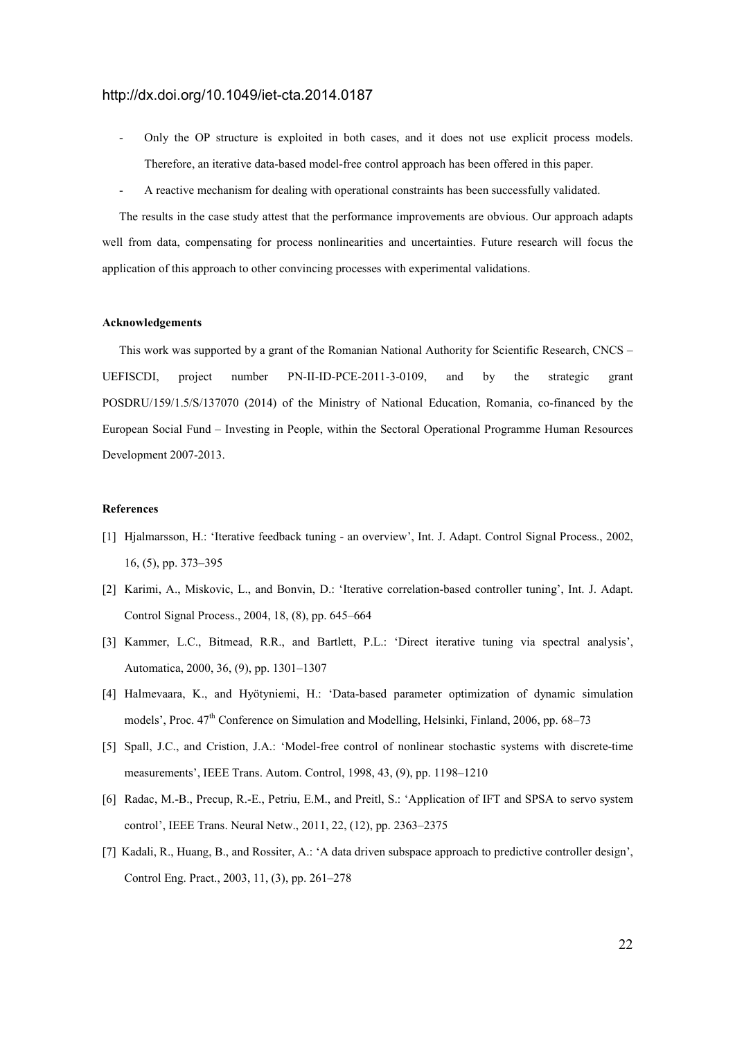- Only the OP structure is exploited in both cases, and it does not use explicit process models. Therefore, an iterative data-based model-free control approach has been offered in this paper.
- A reactive mechanism for dealing with operational constraints has been successfully validated.

The results in the case study attest that the performance improvements are obvious. Our approach adapts well from data, compensating for process nonlinearities and uncertainties. Future research will focus the application of this approach to other convincing processes with experimental validations.

#### Acknowledgements

This work was supported by a grant of the Romanian National Authority for Scientific Research, CNCS – UEFISCDI, project number PN-II-ID-PCE-2011-3-0109, and by the strategic grant POSDRU/159/1.5/S/137070 (2014) of the Ministry of National Education, Romania, co-financed by the European Social Fund – Investing in People, within the Sectoral Operational Programme Human Resources Development 2007-2013.

#### References

[1] Hjalmarsson, H.: 'Iterative feedback tuning - an overview', Int. J. Adapt. Control Signal Process., 2002, 16, (5), pp. 373–395

[2] Karimi, A., Miskovic, L., and Bonvin, D.: 'Iterative correlation-based controller tuning', Int. J. Adapt. Control Signal Process., 2004, 18, (8), pp. 645–664

[3] Kammer, L.C., Bitmead, R.R., and Bartlett, P.L.: 'Direct iterative tuning via spectral analysis', Automatica, 2000, 36, (9), pp. 1301–1307

[4] Halmevaara, K., and Hyötyniemi, H.: 'Data-based parameter optimization of dynamic simulation models', Proc. 47th Conference on Simulation and Modelling, Helsinki, Finland, 2006, pp. 68–73

[5] Spall, J.C., and Cristion, J.A.: 'Model-free control of nonlinear stochastic systems with discrete-time measurements', IEEE Trans. Autom. Control, 1998, 43, (9), pp. 1198–1210

[6] Radac, M.-B., Precup, R.-E., Petriu, E.M., and Preitl, S.: 'Application of IFT and SPSA to servo system control', IEEE Trans. Neural Netw., 2011, 22, (12), pp. 2363–2375

[7] Kadali, R., Huang, B., and Rossiter, A.: 'A data driven subspace approach to predictive controller design', Control Eng. Pract., 2003, 11, (3), pp. 261–278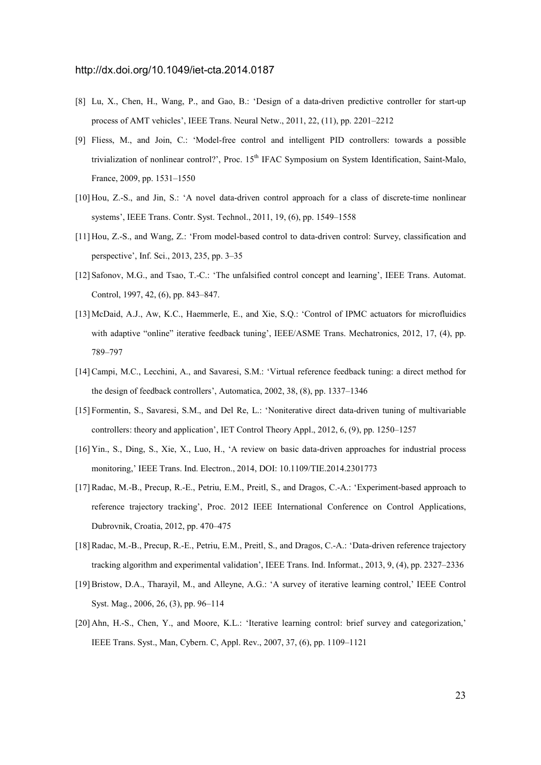[8] Lu, X., Chen, H., Wang, P., and Gao, B.: 'Design of a data-driven predictive controller for start-up process of AMT vehicles', IEEE Trans. Neural Netw., 2011, 22, (11), pp. 2201–2212

[9] Fliess, M., and Join, C.: 'Model-free control and intelligent PID controllers: towards a possible trivialization of nonlinear control?', Proc. 15th IFAC Symposium on System Identification, Saint-Malo, France, 2009, pp. 1531–1550

[10] Hou, Z.-S., and Jin, S.: 'A novel data-driven control approach for a class of discrete-time nonlinear systems', IEEE Trans. Contr. Syst. Technol., 2011, 19, (6), pp. 1549–1558

[11] Hou, Z.-S., and Wang, Z.: 'From model-based control to data-driven control: Survey, classification and perspective', Inf. Sci., 2013, 235, pp. 3–35

[12] Safonov, M.G., and Tsao, T.-C.: 'The unfalsified control concept and learning', IEEE Trans. Automat. Control, 1997, 42, (6), pp. 843–847.

[13] McDaid, A.J., Aw, K.C., Haemmerle, E., and Xie, S.Q.: 'Control of IPMC actuators for microfluidics with adaptive "online" iterative feedback tuning', IEEE/ASME Trans. Mechatronics, 2012, 17, (4), pp. 789–797

[14] Campi, M.C., Lecchini, A., and Savaresi, S.M.: 'Virtual reference feedback tuning: a direct method for the design of feedback controllers', Automatica, 2002, 38, (8), pp. 1337–1346

[15] Formentin, S., Savaresi, S.M., and Del Re, L.: 'Noniterative direct data-driven tuning of multivariable controllers: theory and application', IET Control Theory Appl., 2012, 6, (9), pp. 1250–1257

[16] Yin., S., Ding, S., Xie, X., Luo, H., 'A review on basic data-driven approaches for industrial process monitoring,' IEEE Trans. Ind. Electron., 2014, DOI: 10.1109/TIE.2014.2301773

[17] Radac, M.-B., Precup, R.-E., Petriu, E.M., Preitl, S., and Dragos, C.-A.: 'Experiment-based approach to reference trajectory tracking', Proc. 2012 IEEE International Conference on Control Applications, Dubrovnik, Croatia, 2012, pp. 470–475

[18] Radac, M.-B., Precup, R.-E., Petriu, E.M., Preitl, S., and Dragos, C.-A.: 'Data-driven reference trajectory tracking algorithm and experimental validation', IEEE Trans. Ind. Informat., 2013, 9, (4), pp. 2327–2336

[19] Bristow, D.A., Tharayil, M., and Alleyne, A.G.: 'A survey of iterative learning control,' IEEE Control Syst. Mag., 2006, 26, (3), pp. 96–114

[20] Ahn, H.-S., Chen, Y., and Moore, K.L.: 'Iterative learning control: brief survey and categorization,' IEEE Trans. Syst., Man, Cybern. C, Appl. Rev., 2007, 37, (6), pp. 1109–1121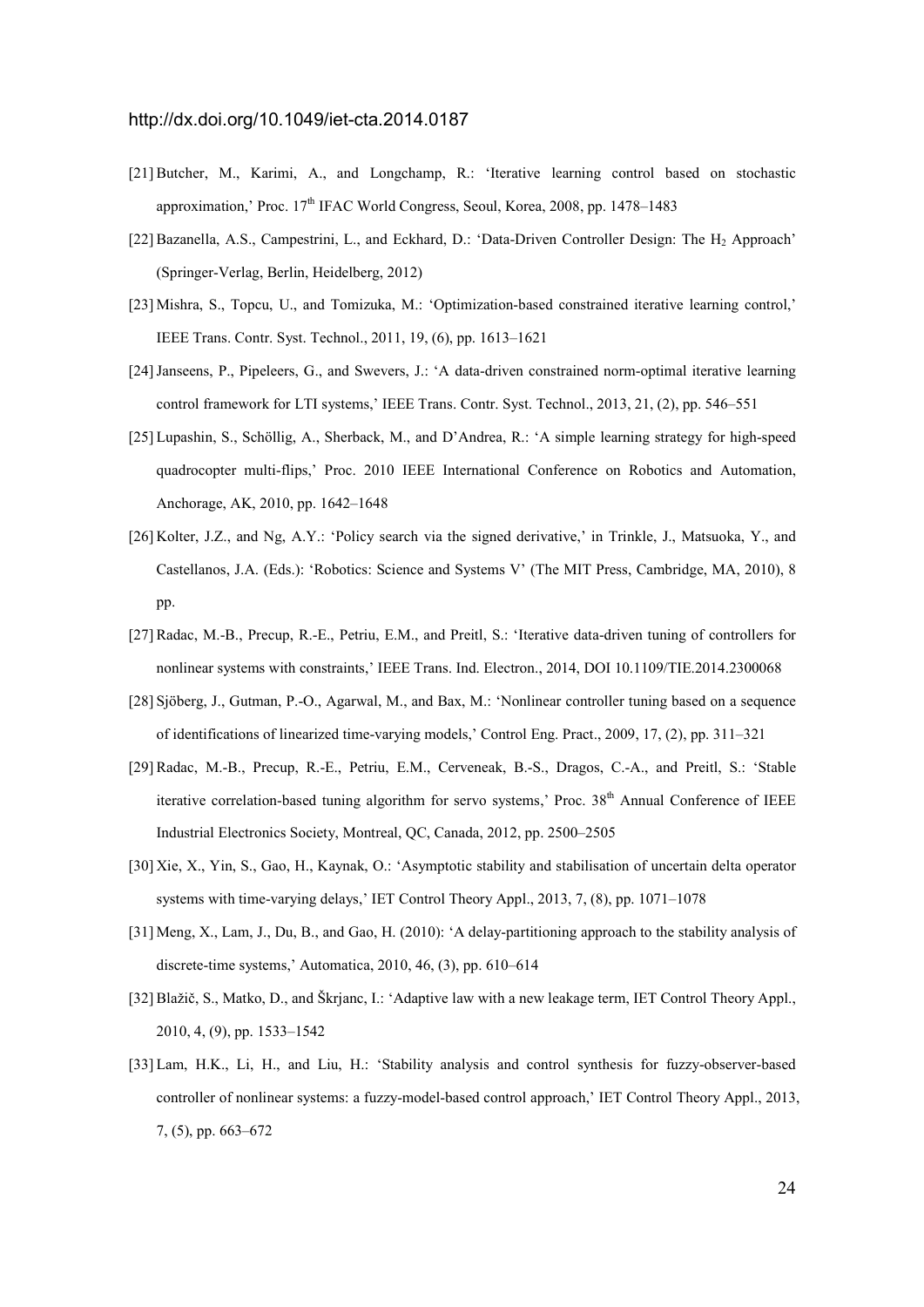[21] Butcher, M., Karimi, A., and Longchamp, R.: 'Iterative learning control based on stochastic approximation,' Proc. 17th IFAC World Congress, Seoul, Korea, 2008, pp. 1478–1483

[22] Bazanella, A.S., Campestrini, L., and Eckhard, D.: 'Data-Driven Controller Design: The $H_2$ Approach' (Springer-Verlag, Berlin, Heidelberg, 2012)

[23] Mishra, S., Topcu, U., and Tomizuka, M.: 'Optimization-based constrained iterative learning control,' IEEE Trans. Contr. Syst. Technol., 2011, 19, (6), pp. 1613–1621

[24] Janseens, P., Pipeleers, G., and Swevers, J.: 'A data-driven constrained norm-optimal iterative learning control framework for LTI systems,' IEEE Trans. Contr. Syst. Technol., 2013, 21, (2), pp. 546–551

[25] Lupashin, S., Schöllig, A., Sherback, M., and D'Andrea, R.: 'A simple learning strategy for high-speed quadrocopter multi-flips,' Proc. 2010 IEEE International Conference on Robotics and Automation, Anchorage, AK, 2010, pp. 1642–1648

[26] Kolter, J.Z., and Ng, A.Y.: 'Policy search via the signed derivative,' in Trinkle, J., Matsuoka, Y., and Castellanos, J.A. (Eds.): 'Robotics: Science and Systems V' (The MIT Press, Cambridge, MA, 2010), 8 pp.

[27] Radac, M.-B., Precup, R.-E., Petriu, E.M., and Preitl, S.: 'Iterative data-driven tuning of controllers for nonlinear systems with constraints,' IEEE Trans. Ind. Electron., 2014, DOI 10.1109/TIE.2014.2300068

[28] Sjöberg, J., Gutman, P.-O., Agarwal, M., and Bax, M.: 'Nonlinear controller tuning based on a sequence of identifications of linearized time-varying models,' Control Eng. Pract., 2009, 17, (2), pp. 311–321

[29] Radac, M.-B., Precup, R.-E., Petriu, E.M., Cerveneak, B.-S., Dragos, C.-A., and Preitl, S.: 'Stable iterative correlation-based tuning algorithm for servo systems,' Proc. 38th Annual Conference of IEEE Industrial Electronics Society, Montreal, QC, Canada, 2012, pp. 2500–2505

[30] Xie, X., Yin, S., Gao, H., Kaynak, O.: 'Asymptotic stability and stabilisation of uncertain delta operator systems with time-varying delays,' IET Control Theory Appl., 2013, 7, (8), pp. 1071–1078

[31] Meng, X., Lam, J., Du, B., and Gao, H. (2010): 'A delay-partitioning approach to the stability analysis of discrete-time systems,' Automatica, 2010, 46, (3), pp. 610–614

[32] Blažič, S., Matko, D., and Škrjanc, I.: 'Adaptive law with a new leakage term, IET Control Theory Appl., 2010, 4, (9), pp. 1533–1542

[33] Lam, H.K., Li, H., and Liu, H.: 'Stability analysis and control synthesis for fuzzy-observer-based controller of nonlinear systems: a fuzzy-model-based control approach,' IET Control Theory Appl., 2013, 7, (5), pp. 663–672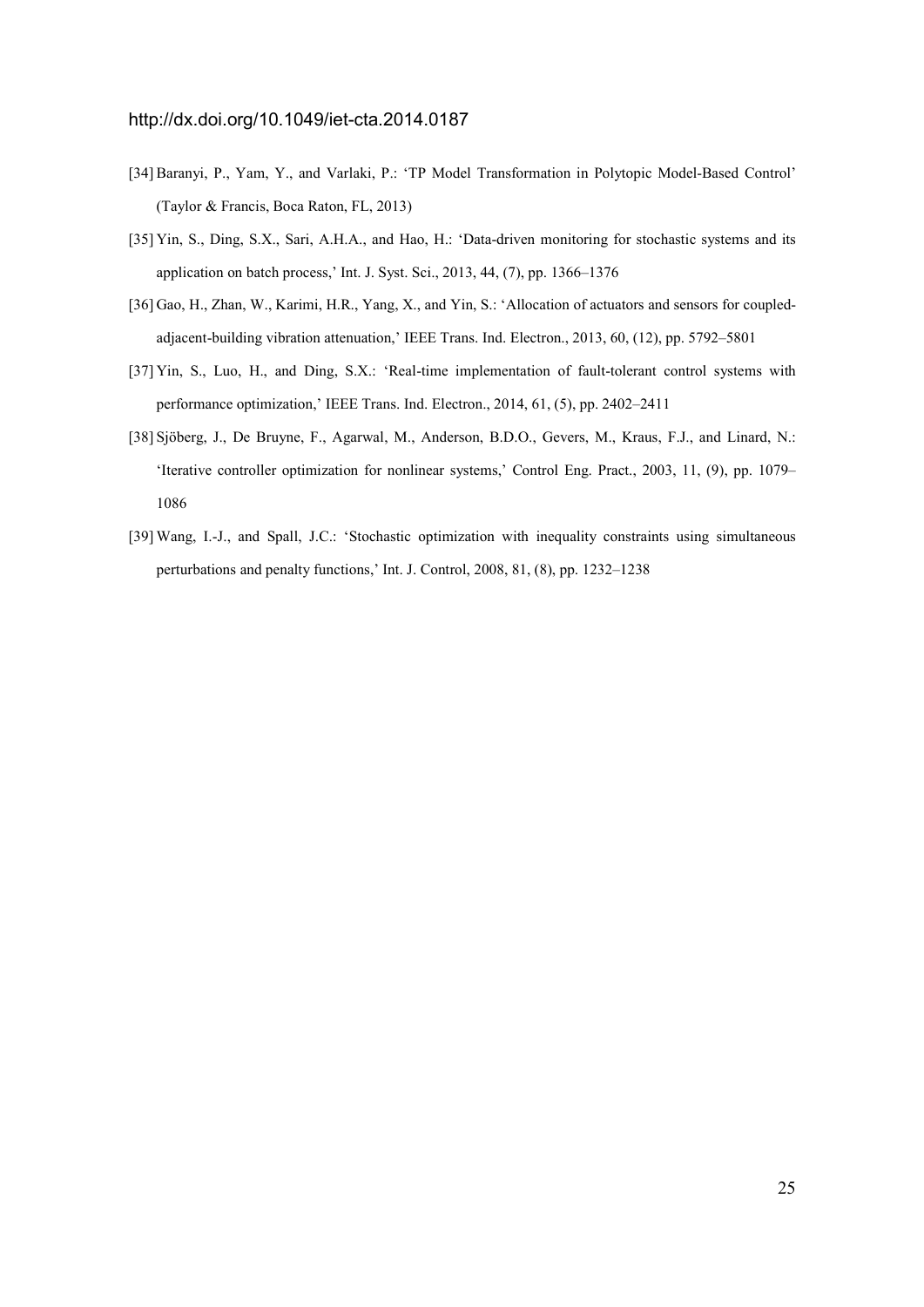[34] Baranyi, P., Yam, Y., and Varlaki, P.: ‘TP Model Transformation in Polytopic Model-Based Control’ (Taylor & Francis, Boca Raton, FL, 2013)

[35] Yin, S., Ding, S.X., Sari, A.H.A., and Hao, H.: ‘Data-driven monitoring for stochastic systems and its application on batch process,’ Int. J. Syst. Sci., 2013, 44, (7), pp. 1366–1376

[36] Gao, H., Zhan, W., Karimi, H.R., Yang, X., and Yin, S.: ‘Allocation of actuators and sensors for coupled-adjacent-building vibration attenuation,’ IEEE Trans. Ind. Electron., 2013, 60, (12), pp. 5792–5801

[37] Yin, S., Luo, H., and Ding, S.X.: ‘Real-time implementation of fault-tolerant control systems with performance optimization,’ IEEE Trans. Ind. Electron., 2014, 61, (5), pp. 2402–2411

[38] Sjöberg, J., De Bruyne, F., Agarwal, M., Anderson, B.D.O., Gevers, M., Kraus, F.J., and Linard, N.: ‘Iterative controller optimization for nonlinear systems,’ Control Eng. Pract., 2003, 11, (9), pp. 1079–1086

[39] Wang, I.-J., and Spall, J.C.: ‘Stochastic optimization with inequality constraints using simultaneous perturbations and penalty functions,’ Int. J. Control, 2008, 81, (8), pp. 1232–1238